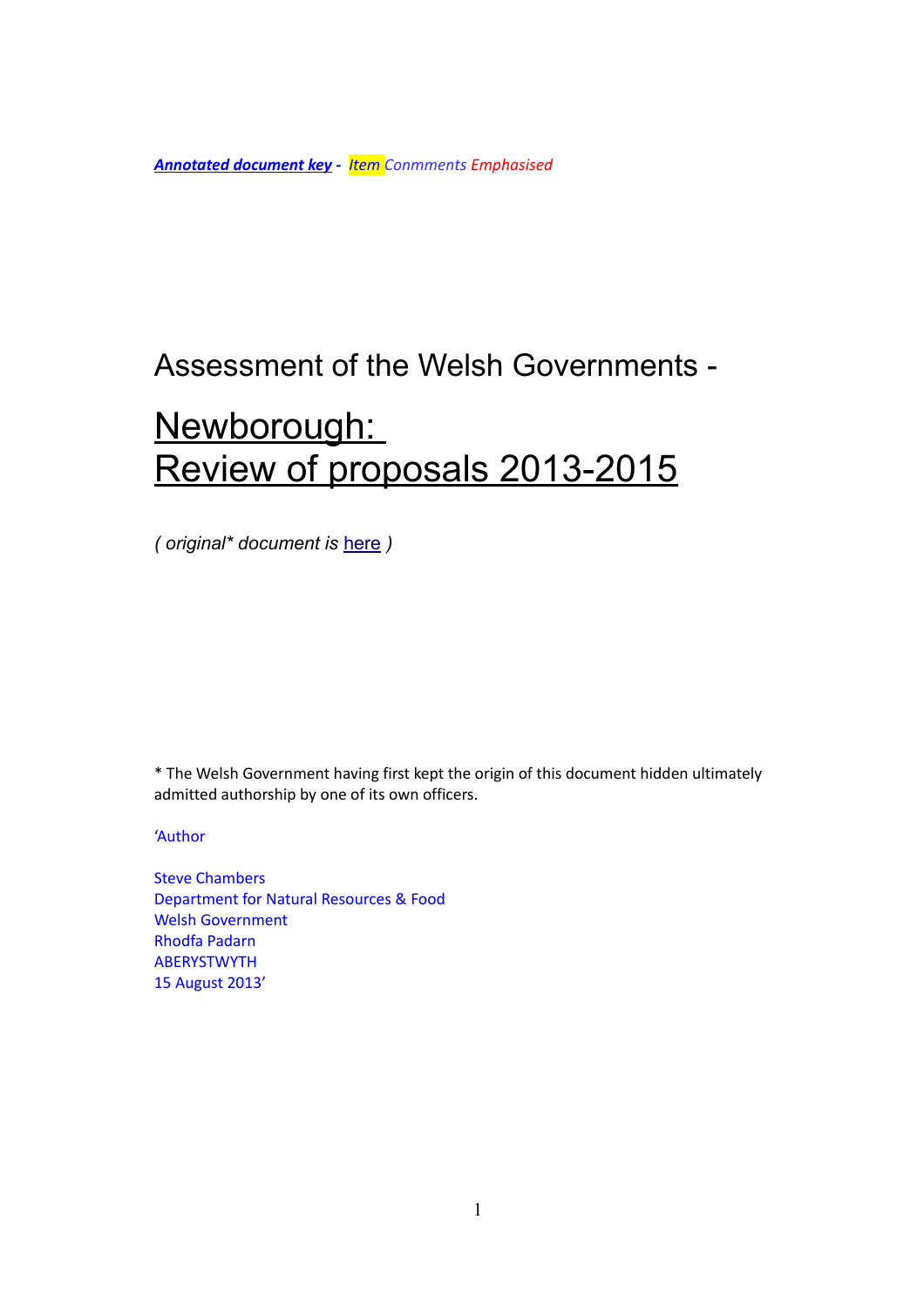***Annotated document key*** **-** *Item Conmments Emphasised*

Assessment of the Welsh Governments -

# Newborough: Review of proposals 2013-2015

*( original\* document is here )*

\* The Welsh Government having first kept the origin of this document hidden ultimately admitted authorship by one of its own officers.

'Author

Steve Chambers
Department for Natural Resources & Food
Welsh Government
Rhodfa Padarn
ABERYSTWYTH
15 August 2013'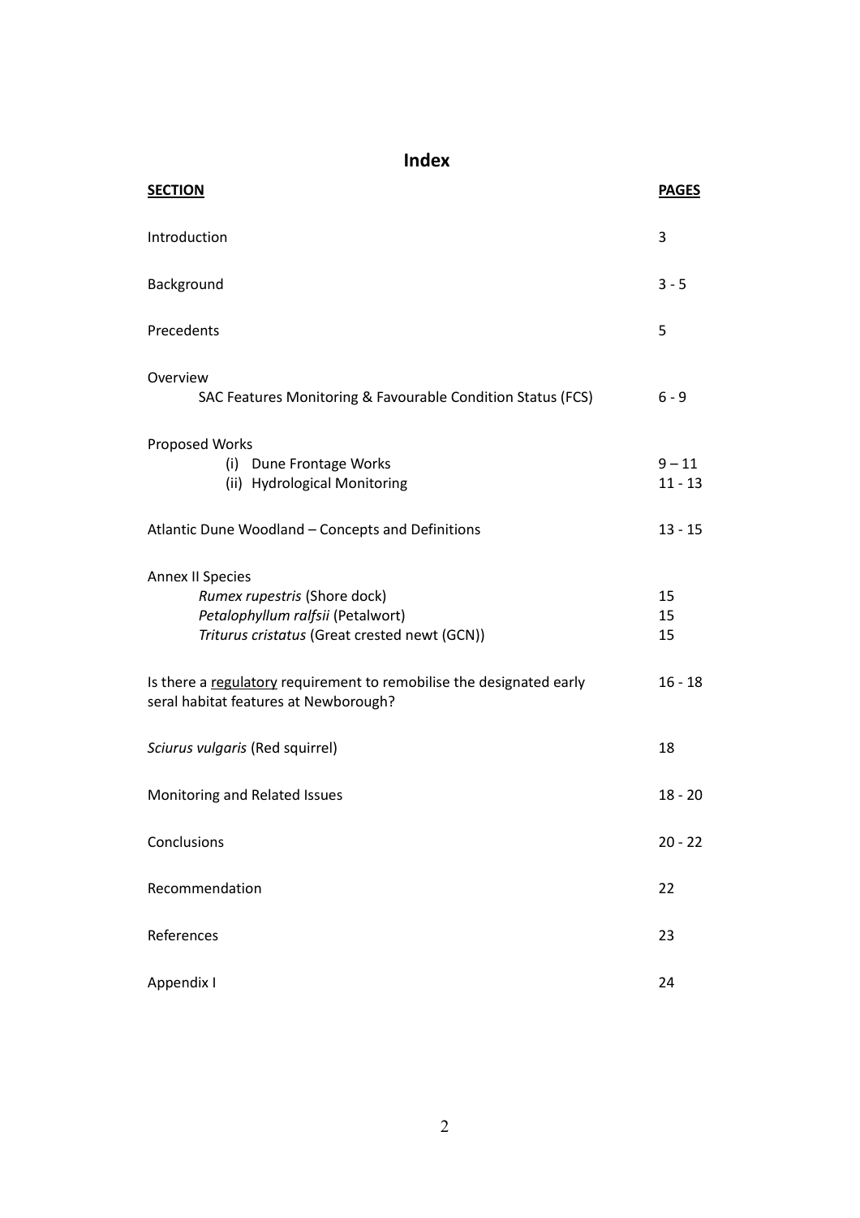# Index

| **SECTION** | **PAGES** |
|---|---|
| Introduction | 3 |
| Background | 3 - 5 |
| Precedents | 5 |
| Overview | |
| SAC Features Monitoring & Favourable Condition Status (FCS) | 6 - 9 |
| Proposed Works | |
| (i) Dune Frontage Works | 9 – 11 |
| (ii) Hydrological Monitoring | 11 - 13 |
| Atlantic Dune Woodland – Concepts and Definitions | 13 - 15 |
| Annex II Species | |
| *Rumex rupestris* (Shore dock) | 15 |
| *Petalophyllum ralfsii* (Petalwort) | 15 |
| *Triturus cristatus* (Great crested newt (GCN)) | 15 |
| Is there a <u>regulatory</u> requirement to remobilise the designated early seral habitat features at Newborough? | 16 - 18 |
| *Sciurus vulgaris* (Red squirrel) | 18 |
| Monitoring and Related Issues | 18 - 20 |
| Conclusions | 20 - 22 |
| Recommendation | 22 |
| References | 23 |
| Appendix I | 24 |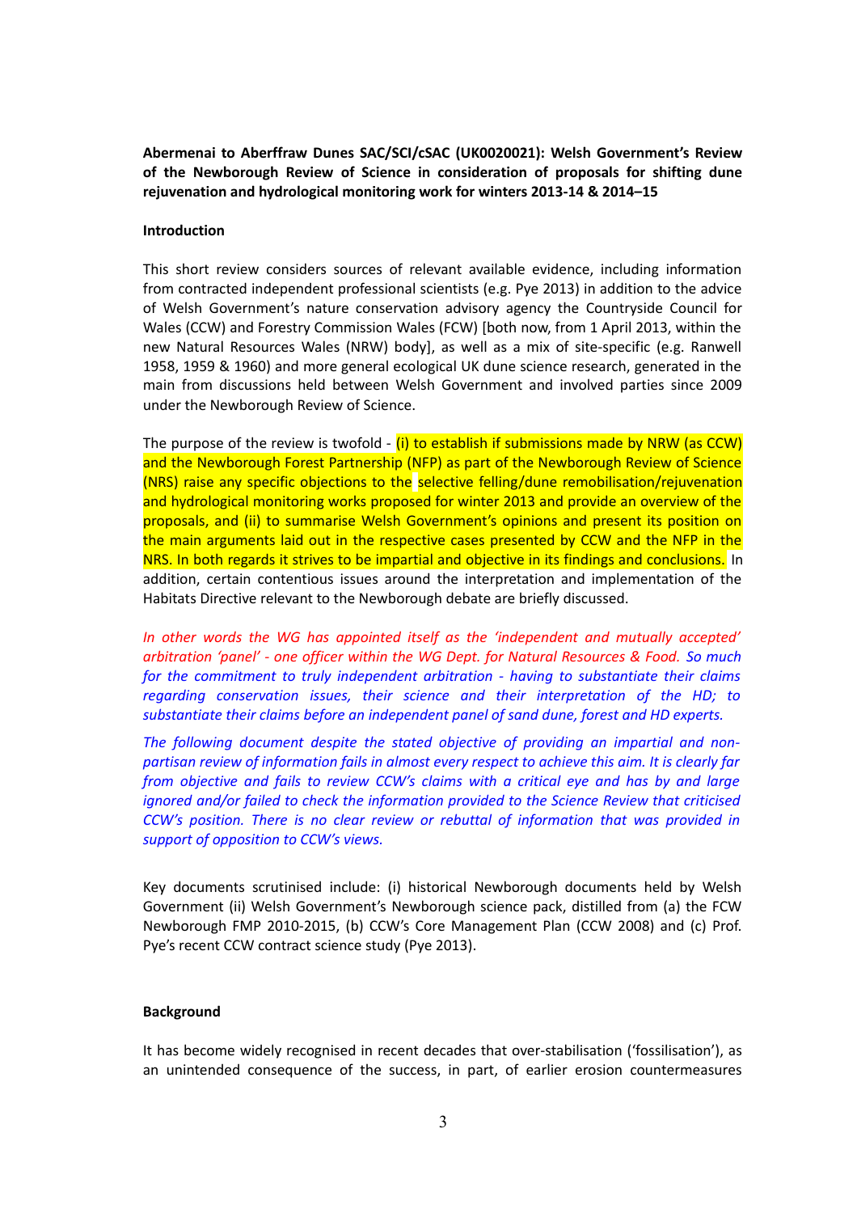**Abermenai to Aberffraw Dunes SAC/SCI/cSAC (UK0020021): Welsh Government's Review of the Newborough Review of Science in consideration of proposals for shifting dune rejuvenation and hydrological monitoring work for winters 2013-14 & 2014–15**

**Introduction**

This short review considers sources of relevant available evidence, including information from contracted independent professional scientists (e.g. Pye 2013) in addition to the advice of Welsh Government's nature conservation advisory agency the Countryside Council for Wales (CCW) and Forestry Commission Wales (FCW) [both now, from 1 April 2013, within the new Natural Resources Wales (NRW) body], as well as a mix of site-specific (e.g. Ranwell 1958, 1959 & 1960) and more general ecological UK dune science research, generated in the main from discussions held between Welsh Government and involved parties since 2009 under the Newborough Review of Science.

The purpose of the review is twofold - (i) to establish if submissions made by NRW (as CCW) and the Newborough Forest Partnership (NFP) as part of the Newborough Review of Science (NRS) raise any specific objections to the selective felling/dune remobilisation/rejuvenation and hydrological monitoring works proposed for winter 2013 and provide an overview of the proposals, and (ii) to summarise Welsh Government's opinions and present its position on the main arguments laid out in the respective cases presented by CCW and the NFP in the NRS. In both regards it strives to be impartial and objective in its findings and conclusions. In addition, certain contentious issues around the interpretation and implementation of the Habitats Directive relevant to the Newborough debate are briefly discussed.

*In other words the WG has appointed itself as the 'independent and mutually accepted' arbitration 'panel' - one officer within the WG Dept. for Natural Resources & Food. So much for the commitment to truly independent arbitration - having to substantiate their claims regarding conservation issues, their science and their interpretation of the HD; to substantiate their claims before an independent panel of sand dune, forest and HD experts.*

*The following document despite the stated objective of providing an impartial and non-partisan review of information fails in almost every respect to achieve this aim. It is clearly far from objective and fails to review CCW's claims with a critical eye and has by and large ignored and/or failed to check the information provided to the Science Review that criticised CCW's position. There is no clear review or rebuttal of information that was provided in support of opposition to CCW's views.*

Key documents scrutinised include: (i) historical Newborough documents held by Welsh Government (ii) Welsh Government's Newborough science pack, distilled from (a) the FCW Newborough FMP 2010-2015, (b) CCW's Core Management Plan (CCW 2008) and (c) Prof. Pye's recent CCW contract science study (Pye 2013).

**Background**

It has become widely recognised in recent decades that over-stabilisation ('fossilisation'), as an unintended consequence of the success, in part, of earlier erosion countermeasures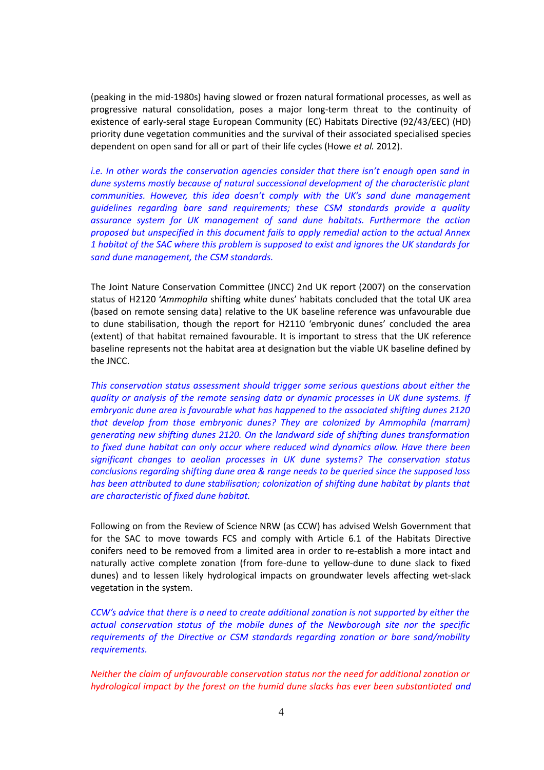(peaking in the mid-1980s) having slowed or frozen natural formational processes, as well as progressive natural consolidation, poses a major long-term threat to the continuity of existence of early-seral stage European Community (EC) Habitats Directive (92/43/EEC) (HD) priority dune vegetation communities and the survival of their associated specialised species dependent on open sand for all or part of their life cycles (Howe *et al.* 2012).

*i.e. In other words the conservation agencies consider that there isn't enough open sand in dune systems mostly because of natural successional development of the characteristic plant communities. However, this idea doesn't comply with the UK's sand dune management guidelines regarding bare sand requirements; these CSM standards provide a quality assurance system for UK management of sand dune habitats. Furthermore the action proposed but unspecified in this document fails to apply remedial action to the actual Annex 1 habitat of the SAC where this problem is supposed to exist and ignores the UK standards for sand dune management, the CSM standards.*

The Joint Nature Conservation Committee (JNCC) 2nd UK report (2007) on the conservation status of H2120 '*Ammophila* shifting white dunes' habitats concluded that the total UK area (based on remote sensing data) relative to the UK baseline reference was unfavourable due to dune stabilisation, though the report for H2110 'embryonic dunes' concluded the area (extent) of that habitat remained favourable. It is important to stress that the UK reference baseline represents not the habitat area at designation but the viable UK baseline defined by the JNCC.

*This conservation status assessment should trigger some serious questions about either the quality or analysis of the remote sensing data or dynamic processes in UK dune systems. If embryonic dune area is favourable what has happened to the associated shifting dunes 2120 that develop from those embryonic dunes? They are colonized by Ammophila (marram) generating new shifting dunes 2120. On the landward side of shifting dunes transformation to fixed dune habitat can only occur where reduced wind dynamics allow. Have there been significant changes to aeolian processes in UK dune systems? The conservation status conclusions regarding shifting dune area & range needs to be queried since the supposed loss has been attributed to dune stabilisation; colonization of shifting dune habitat by plants that are characteristic of fixed dune habitat.*

Following on from the Review of Science NRW (as CCW) has advised Welsh Government that for the SAC to move towards FCS and comply with Article 6.1 of the Habitats Directive conifers need to be removed from a limited area in order to re-establish a more intact and naturally active complete zonation (from fore-dune to yellow-dune to dune slack to fixed dunes) and to lessen likely hydrological impacts on groundwater levels affecting wet-slack vegetation in the system.

*CCW's advice that there is a need to create additional zonation is not supported by either the actual conservation status of the mobile dunes of the Newborough site nor the specific requirements of the Directive or CSM standards regarding zonation or bare sand/mobility requirements.*

*Neither the claim of unfavourable conservation status nor the need for additional zonation or hydrological impact by the forest on the humid dune slacks has ever been substantiated and*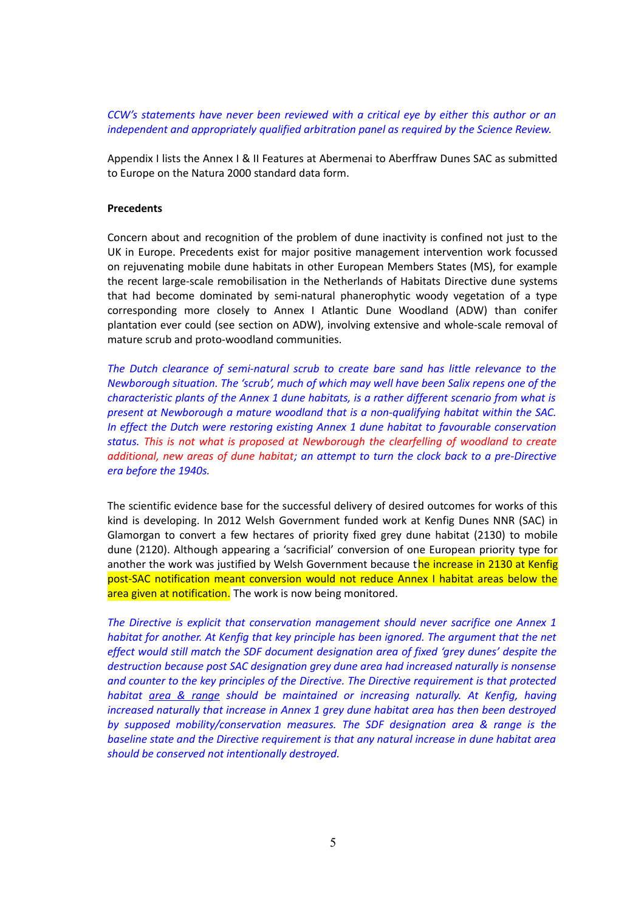*CCW's statements have never been reviewed with a critical eye by either this author or an independent and appropriately qualified arbitration panel as required by the Science Review.*

Appendix I lists the Annex I & II Features at Abermenai to Aberffraw Dunes SAC as submitted to Europe on the Natura 2000 standard data form.

**Precedents**

Concern about and recognition of the problem of dune inactivity is confined not just to the UK in Europe. Precedents exist for major positive management intervention work focussed on rejuvenating mobile dune habitats in other European Members States (MS), for example the recent large-scale remobilisation in the Netherlands of Habitats Directive dune systems that had become dominated by semi-natural phanerophytic woody vegetation of a type corresponding more closely to Annex I Atlantic Dune Woodland (ADW) than conifer plantation ever could (see section on ADW), involving extensive and whole-scale removal of mature scrub and proto-woodland communities.

*The Dutch clearance of semi-natural scrub to create bare sand has little relevance to the Newborough situation. The 'scrub', much of which may well have been Salix repens one of the characteristic plants of the Annex 1 dune habitats, is a rather different scenario from what is present at Newborough a mature woodland that is a non-qualifying habitat within the SAC. In effect the Dutch were restoring existing Annex 1 dune habitat to favourable conservation status. This is not what is proposed at Newborough the clearfelling of woodland to create additional, new areas of dune habitat; an attempt to turn the clock back to a pre-Directive era before the 1940s.*

The scientific evidence base for the successful delivery of desired outcomes for works of this kind is developing. In 2012 Welsh Government funded work at Kenfig Dunes NNR (SAC) in Glamorgan to convert a few hectares of priority fixed grey dune habitat (2130) to mobile dune (2120). Although appearing a 'sacrificial' conversion of one European priority type for another the work was justified by Welsh Government because the increase in 2130 at Kenfig post-SAC notification meant conversion would not reduce Annex I habitat areas below the area given at notification. The work is now being monitored.

*The Directive is explicit that conservation management should never sacrifice one Annex 1 habitat for another. At Kenfig that key principle has been ignored. The argument that the net effect would still match the SDF document designation area of fixed 'grey dunes' despite the destruction because post SAC designation grey dune area had increased naturally is nonsense and counter to the key principles of the Directive. The Directive requirement is that protected habitat area & range should be maintained or increasing naturally. At Kenfig, having increased naturally that increase in Annex 1 grey dune habitat area has then been destroyed by supposed mobility/conservation measures. The SDF designation area & range is the baseline state and the Directive requirement is that any natural increase in dune habitat area should be conserved not intentionally destroyed.*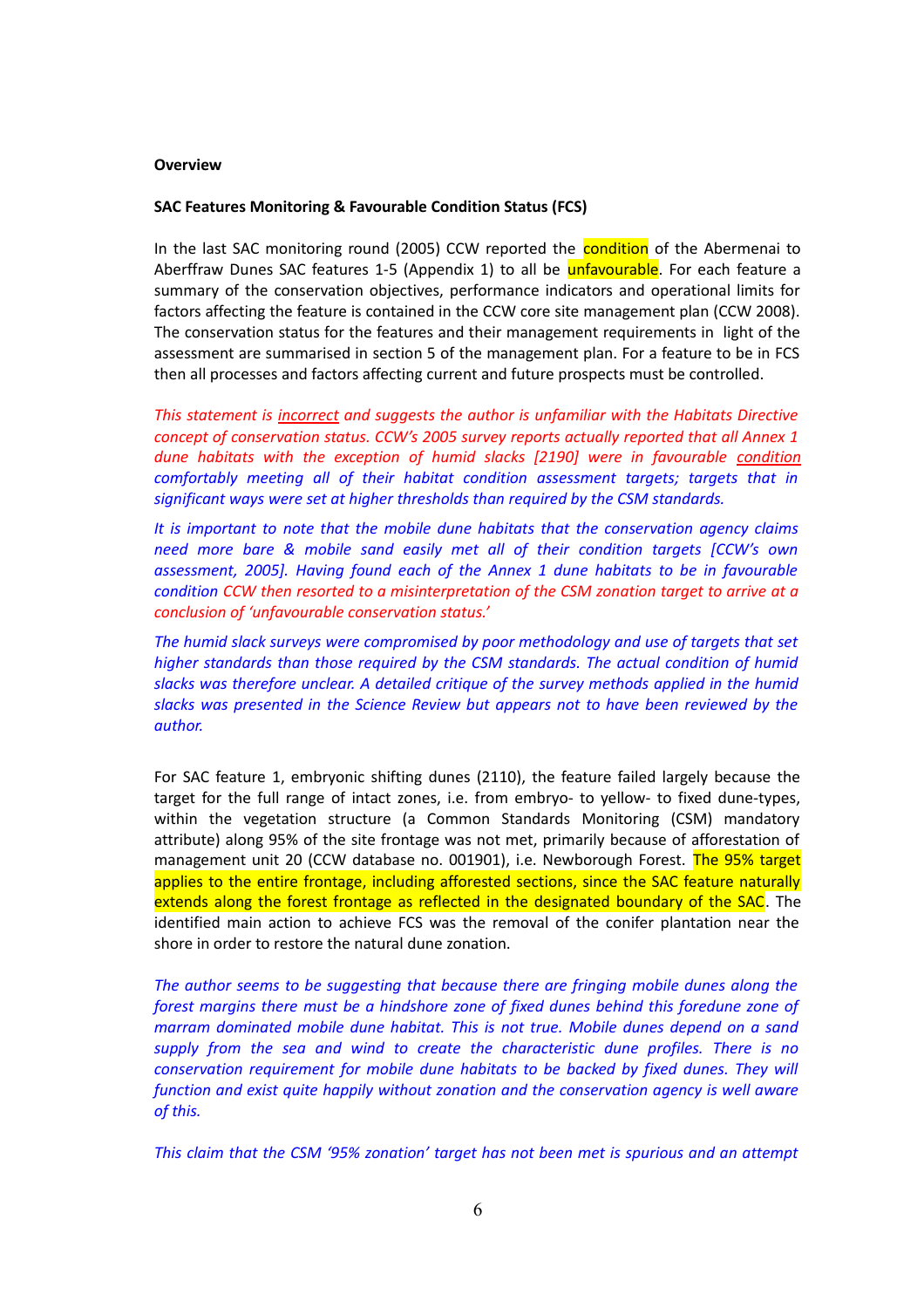**Overview**

**SAC Features Monitoring & Favourable Condition Status (FCS)**

In the last SAC monitoring round (2005) CCW reported the condition of the Abermenai to Aberffraw Dunes SAC features 1-5 (Appendix 1) to all be unfavourable. For each feature a summary of the conservation objectives, performance indicators and operational limits for factors affecting the feature is contained in the CCW core site management plan (CCW 2008). The conservation status for the features and their management requirements in light of the assessment are summarised in section 5 of the management plan. For a feature to be in FCS then all processes and factors affecting current and future prospects must be controlled.

*This statement is incorrect and suggests the author is unfamiliar with the Habitats Directive concept of conservation status. CCW's 2005 survey reports actually reported that all Annex 1 dune habitats with the exception of humid slacks [2190] were in favourable condition comfortably meeting all of their habitat condition assessment targets; targets that in significant ways were set at higher thresholds than required by the CSM standards.*

*It is important to note that the mobile dune habitats that the conservation agency claims need more bare & mobile sand easily met all of their condition targets [CCW's own assessment, 2005]. Having found each of the Annex 1 dune habitats to be in favourable condition CCW then resorted to a misinterpretation of the CSM zonation target to arrive at a conclusion of 'unfavourable conservation status.'*

*The humid slack surveys were compromised by poor methodology and use of targets that set higher standards than those required by the CSM standards. The actual condition of humid slacks was therefore unclear. A detailed critique of the survey methods applied in the humid slacks was presented in the Science Review but appears not to have been reviewed by the author.*

For SAC feature 1, embryonic shifting dunes (2110), the feature failed largely because the target for the full range of intact zones, i.e. from embryo- to yellow- to fixed dune-types, within the vegetation structure (a Common Standards Monitoring (CSM) mandatory attribute) along 95% of the site frontage was not met, primarily because of afforestation of management unit 20 (CCW database no. 001901), i.e. Newborough Forest. The 95% target applies to the entire frontage, including afforested sections, since the SAC feature naturally extends along the forest frontage as reflected in the designated boundary of the SAC. The identified main action to achieve FCS was the removal of the conifer plantation near the shore in order to restore the natural dune zonation.

*The author seems to be suggesting that because there are fringing mobile dunes along the forest margins there must be a hindshore zone of fixed dunes behind this foredune zone of marram dominated mobile dune habitat. This is not true. Mobile dunes depend on a sand supply from the sea and wind to create the characteristic dune profiles. There is no conservation requirement for mobile dune habitats to be backed by fixed dunes. They will function and exist quite happily without zonation and the conservation agency is well aware of this.*

*This claim that the CSM '95% zonation' target has not been met is spurious and an attempt*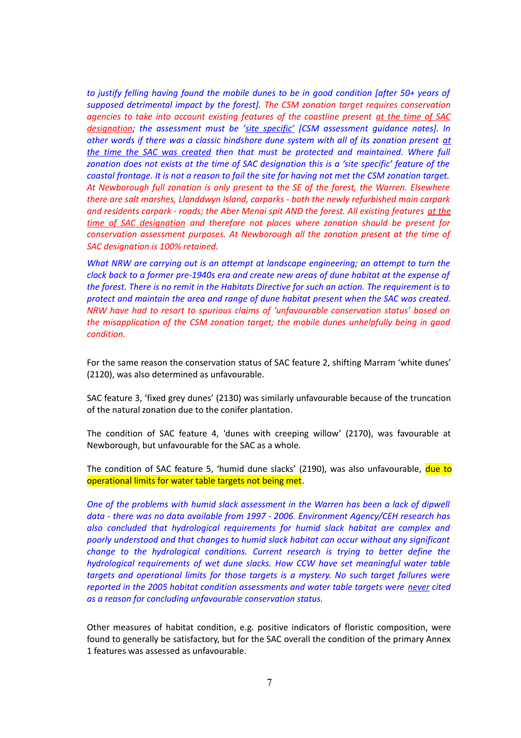*to justify felling having found the mobile dunes to be in good condition [after 50+ years of supposed detrimental impact by the forest]. The CSM zonation target requires conservation agencies to take into account existing features of the coastline present at the time of SAC designation; the assessment must be 'site specific' [CSM assessment guidance notes]. In other words if there was a classic hindshore dune system with all of its zonation present at the time the SAC was created then that must be protected and maintained. Where full zonation does not exists at the time of SAC designation this is a 'site specific' feature of the coastal frontage. It is not a reason to fail the site for having not met the CSM zonation target. At Newborough full zonation is only present to the SE of the forest, the Warren. Elsewhere there are salt marshes, Llanddwyn Island, carparks - both the newly refurbished main carpark and residents carpark - roads; the Aber Menai spit AND the forest. All existing features at the time of SAC designation and therefore not places where zonation should be present for conservation assessment purposes. At Newborough all the zonation present at the time of SAC designation is 100% retained.*

*What NRW are carrying out is an attempt at landscape engineering; an attempt to turn the clock back to a former pre-1940s era and create new areas of dune habitat at the expense of the forest. There is no remit in the Habitats Directive for such an action. The requirement is to protect and maintain the area and range of dune habitat present when the SAC was created. NRW have had to resort to spurious claims of 'unfavourable conservation status' based on the misapplication of the CSM zonation target; the mobile dunes unhelpfully being in good condition.*

For the same reason the conservation status of SAC feature 2, shifting Marram 'white dunes' (2120), was also determined as unfavourable.

SAC feature 3, 'fixed grey dunes' (2130) was similarly unfavourable because of the truncation of the natural zonation due to the conifer plantation.

The condition of SAC feature 4, 'dunes with creeping willow' (2170), was favourable at Newborough, but unfavourable for the SAC as a whole.

The condition of SAC feature 5, 'humid dune slacks' (2190), was also unfavourable, due to operational limits for water table targets not being met.

*One of the problems with humid slack assessment in the Warren has been a lack of dipwell data - there was no data available from 1997 - 2006. Environment Agency/CEH research has also concluded that hydrological requirements for humid slack habitat are complex and poorly understood and that changes to humid slack habitat can occur without any significant change to the hydrological conditions. Current research is trying to better define the hydrological requirements of wet dune slacks. How CCW have set meaningful water table targets and operational limits for those targets is a mystery. No such target failures were reported in the 2005 habitat condition assessments and water table targets were never cited as a reason for concluding unfavourable conservation status.*

Other measures of habitat condition, e.g. positive indicators of floristic composition, were found to generally be satisfactory, but for the SAC overall the condition of the primary Annex 1 features was assessed as unfavourable.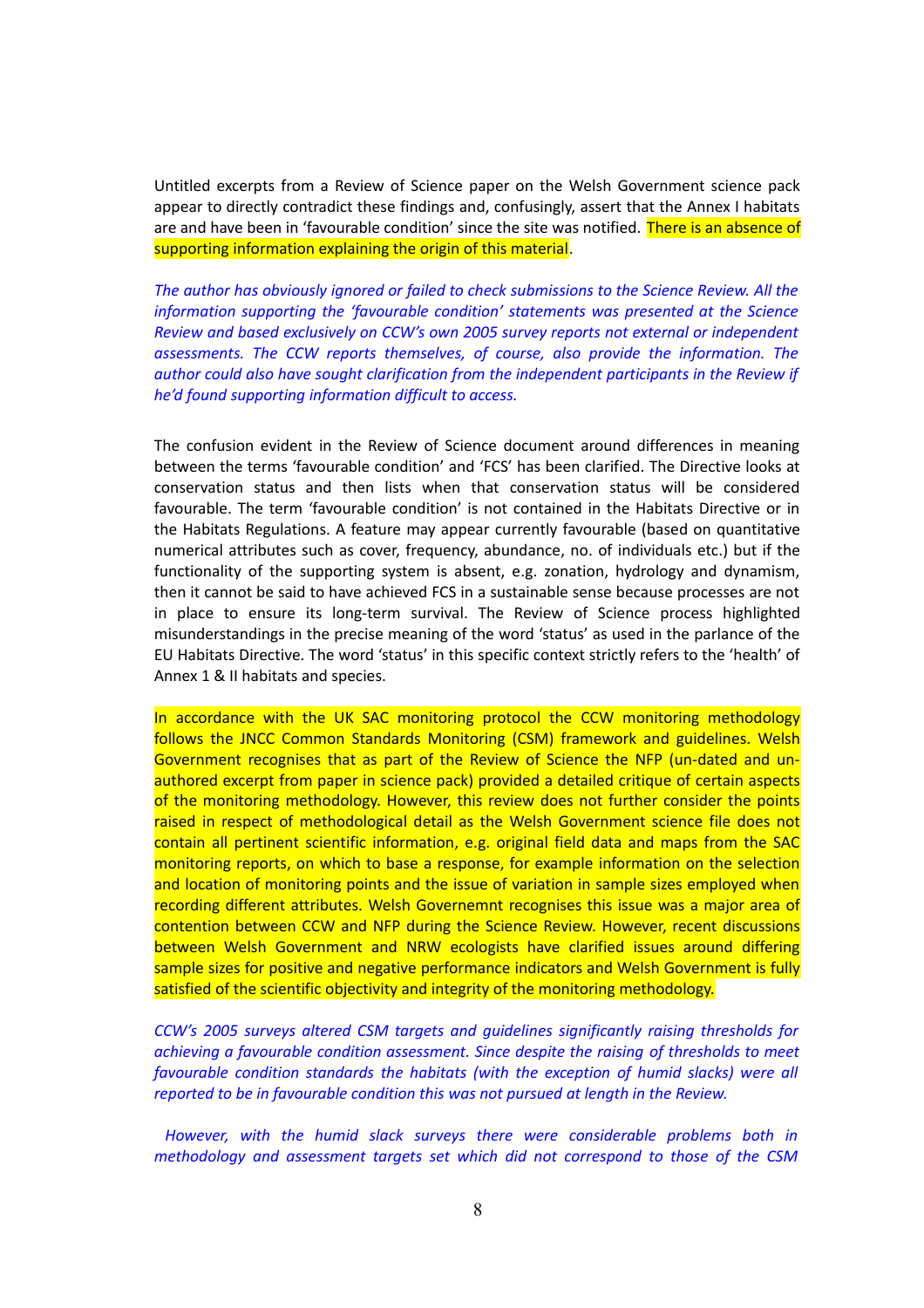Untitled excerpts from a Review of Science paper on the Welsh Government science pack appear to directly contradict these findings and, confusingly, assert that the Annex I habitats are and have been in 'favourable condition' since the site was notified. There is an absence of supporting information explaining the origin of this material.

*The author has obviously ignored or failed to check submissions to the Science Review. All the information supporting the 'favourable condition' statements was presented at the Science Review and based exclusively on CCW's own 2005 survey reports not external or independent assessments. The CCW reports themselves, of course, also provide the information. The author could also have sought clarification from the independent participants in the Review if he'd found supporting information difficult to access.*

The confusion evident in the Review of Science document around differences in meaning between the terms 'favourable condition' and 'FCS' has been clarified. The Directive looks at conservation status and then lists when that conservation status will be considered favourable. The term 'favourable condition' is not contained in the Habitats Directive or in the Habitats Regulations. A feature may appear currently favourable (based on quantitative numerical attributes such as cover, frequency, abundance, no. of individuals etc.) but if the functionality of the supporting system is absent, e.g. zonation, hydrology and dynamism, then it cannot be said to have achieved FCS in a sustainable sense because processes are not in place to ensure its long-term survival. The Review of Science process highlighted misunderstandings in the precise meaning of the word 'status' as used in the parlance of the EU Habitats Directive. The word 'status' in this specific context strictly refers to the 'health' of Annex 1 & II habitats and species.

In accordance with the UK SAC monitoring protocol the CCW monitoring methodology follows the JNCC Common Standards Monitoring (CSM) framework and guidelines. Welsh Government recognises that as part of the Review of Science the NFP (un-dated and un-authored excerpt from paper in science pack) provided a detailed critique of certain aspects of the monitoring methodology. However, this review does not further consider the points raised in respect of methodological detail as the Welsh Government science file does not contain all pertinent scientific information, e.g. original field data and maps from the SAC monitoring reports, on which to base a response, for example information on the selection and location of monitoring points and the issue of variation in sample sizes employed when recording different attributes. Welsh Governemnt recognises this issue was a major area of contention between CCW and NFP during the Science Review. However, recent discussions between Welsh Government and NRW ecologists have clarified issues around differing sample sizes for positive and negative performance indicators and Welsh Government is fully satisfied of the scientific objectivity and integrity of the monitoring methodology.

*CCW's 2005 surveys altered CSM targets and guidelines significantly raising thresholds for achieving a favourable condition assessment. Since despite the raising of thresholds to meet favourable condition standards the habitats (with the exception of humid slacks) were all reported to be in favourable condition this was not pursued at length in the Review.*

*However, with the humid slack surveys there were considerable problems both in methodology and assessment targets set which did not correspond to those of the CSM*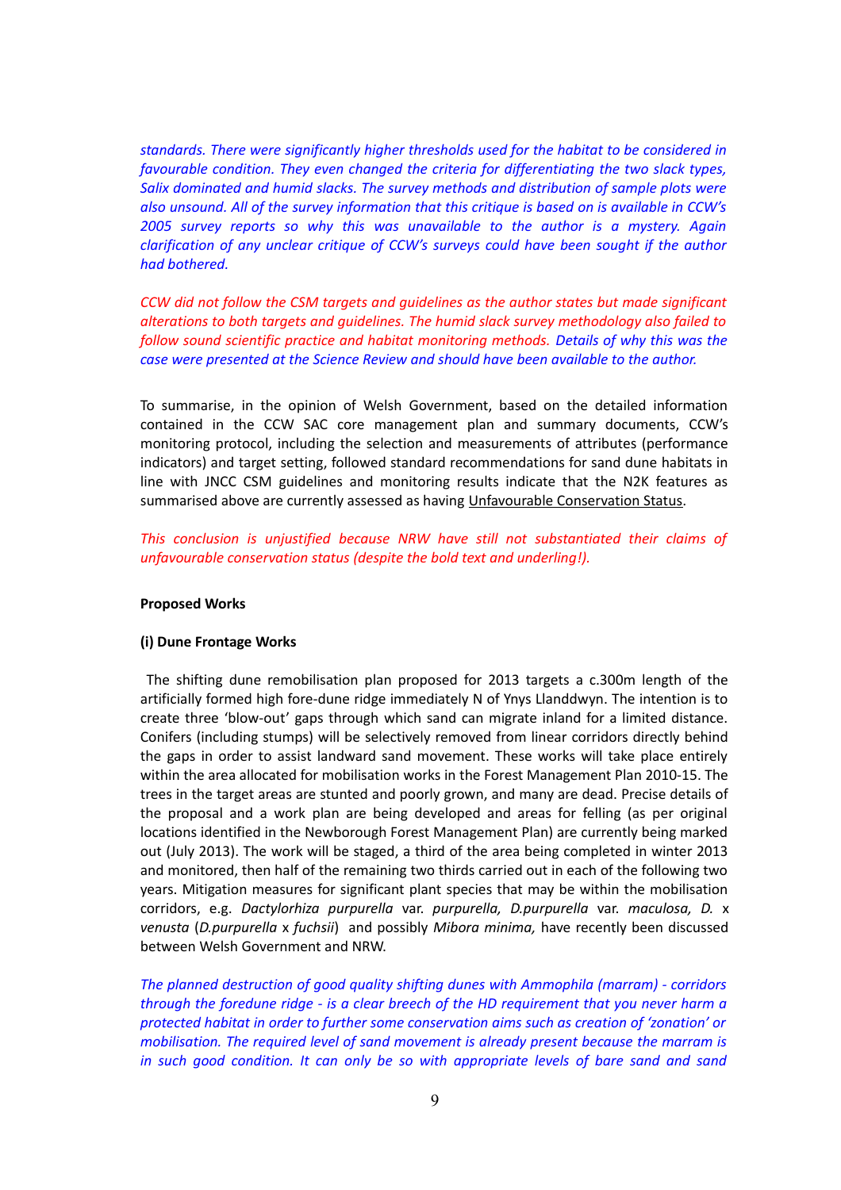*standards. There were significantly higher thresholds used for the habitat to be considered in favourable condition. They even changed the criteria for differentiating the two slack types, Salix dominated and humid slacks. The survey methods and distribution of sample plots were also unsound. All of the survey information that this critique is based on is available in CCW's 2005 survey reports so why this was unavailable to the author is a mystery. Again clarification of any unclear critique of CCW's surveys could have been sought if the author had bothered.*

*CCW did not follow the CSM targets and guidelines as the author states but made significant alterations to both targets and guidelines. The humid slack survey methodology also failed to follow sound scientific practice and habitat monitoring methods. Details of why this was the case were presented at the Science Review and should have been available to the author.*

To summarise, in the opinion of Welsh Government, based on the detailed information contained in the CCW SAC core management plan and summary documents, CCW's monitoring protocol, including the selection and measurements of attributes (performance indicators) and target setting, followed standard recommendations for sand dune habitats in line with JNCC CSM guidelines and monitoring results indicate that the N2K features as summarised above are currently assessed as having <u>Unfavourable Conservation Status</u>.

*This conclusion is unjustified because NRW have still not substantiated their claims of unfavourable conservation status (despite the bold text and underling!).*

**Proposed Works**

**(i) Dune Frontage Works**

The shifting dune remobilisation plan proposed for 2013 targets a c.300m length of the artificially formed high fore-dune ridge immediately N of Ynys Llanddwyn. The intention is to create three 'blow-out' gaps through which sand can migrate inland for a limited distance. Conifers (including stumps) will be selectively removed from linear corridors directly behind the gaps in order to assist landward sand movement. These works will take place entirely within the area allocated for mobilisation works in the Forest Management Plan 2010-15. The trees in the target areas are stunted and poorly grown, and many are dead. Precise details of the proposal and a work plan are being developed and areas for felling (as per original locations identified in the Newborough Forest Management Plan) are currently being marked out (July 2013). The work will be staged, a third of the area being completed in winter 2013 and monitored, then half of the remaining two thirds carried out in each of the following two years. Mitigation measures for significant plant species that may be within the mobilisation corridors, e.g. *Dactylorhiza purpurella* var. *purpurella, D.purpurella* var. *maculosa, D.* x *venusta* (*D.purpurella* x *fuchsii*) and possibly *Mibora minima,* have recently been discussed between Welsh Government and NRW.

*The planned destruction of good quality shifting dunes with Ammophila (marram) - corridors through the foredune ridge - is a clear breech of the HD requirement that you never harm a protected habitat in order to further some conservation aims such as creation of 'zonation' or mobilisation. The required level of sand movement is already present because the marram is in such good condition. It can only be so with appropriate levels of bare sand and sand*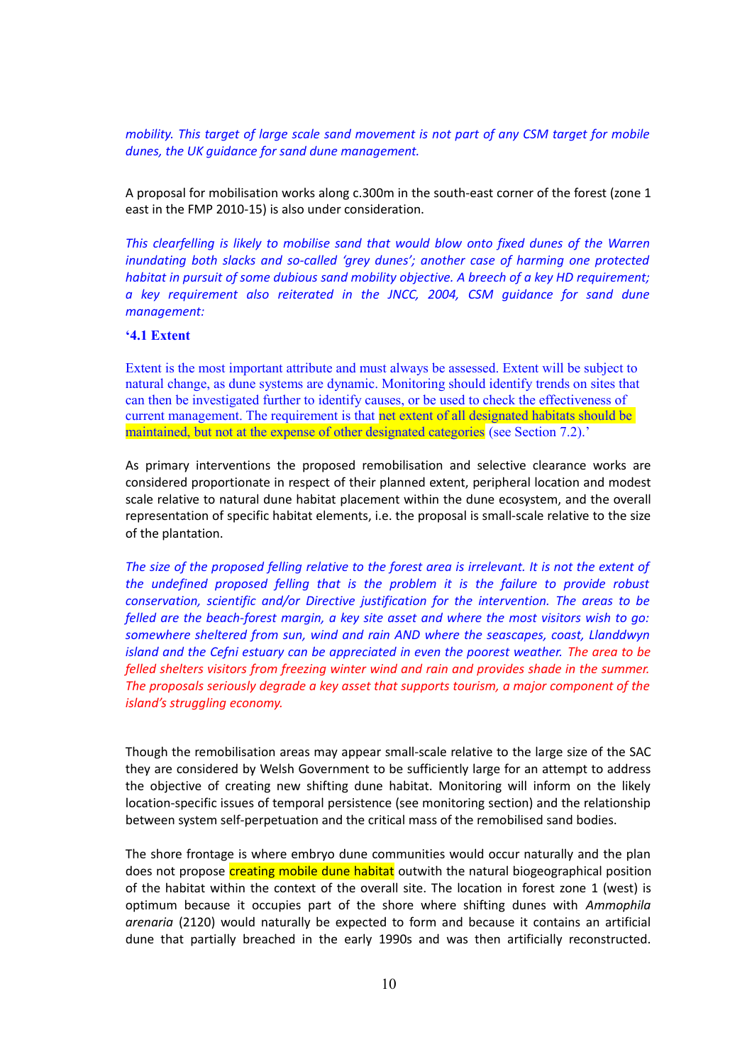*mobility. This target of large scale sand movement is not part of any CSM target for mobile dunes, the UK guidance for sand dune management.*

A proposal for mobilisation works along c.300m in the south-east corner of the forest (zone 1 east in the FMP 2010-15) is also under consideration.

*This clearfelling is likely to mobilise sand that would blow onto fixed dunes of the Warren inundating both slacks and so-called 'grey dunes'; another case of harming one protected habitat in pursuit of some dubious sand mobility objective. A breech of a key HD requirement; a key requirement also reiterated in the JNCC, 2004, CSM guidance for sand dune management:*

**'4.1 Extent**

Extent is the most important attribute and must always be assessed. Extent will be subject to natural change, as dune systems are dynamic. Monitoring should identify trends on sites that can then be investigated further to identify causes, or be used to check the effectiveness of current management. The requirement is that net extent of all designated habitats should be maintained, but not at the expense of other designated categories (see Section 7.2).'

As primary interventions the proposed remobilisation and selective clearance works are considered proportionate in respect of their planned extent, peripheral location and modest scale relative to natural dune habitat placement within the dune ecosystem, and the overall representation of specific habitat elements, i.e. the proposal is small-scale relative to the size of the plantation.

*The size of the proposed felling relative to the forest area is irrelevant. It is not the extent of the undefined proposed felling that is the problem it is the failure to provide robust conservation, scientific and/or Directive justification for the intervention. The areas to be felled are the beach-forest margin, a key site asset and where the most visitors wish to go: somewhere sheltered from sun, wind and rain AND where the seascapes, coast, Llanddwyn island and the Cefni estuary can be appreciated in even the poorest weather. The area to be felled shelters visitors from freezing winter wind and rain and provides shade in the summer. The proposals seriously degrade a key asset that supports tourism, a major component of the island's struggling economy.*

Though the remobilisation areas may appear small-scale relative to the large size of the SAC they are considered by Welsh Government to be sufficiently large for an attempt to address the objective of creating new shifting dune habitat. Monitoring will inform on the likely location-specific issues of temporal persistence (see monitoring section) and the relationship between system self-perpetuation and the critical mass of the remobilised sand bodies.

The shore frontage is where embryo dune communities would occur naturally and the plan does not propose creating mobile dune habitat outwith the natural biogeographical position of the habitat within the context of the overall site. The location in forest zone 1 (west) is optimum because it occupies part of the shore where shifting dunes with *Ammophila arenaria* (2120) would naturally be expected to form and because it contains an artificial dune that partially breached in the early 1990s and was then artificially reconstructed.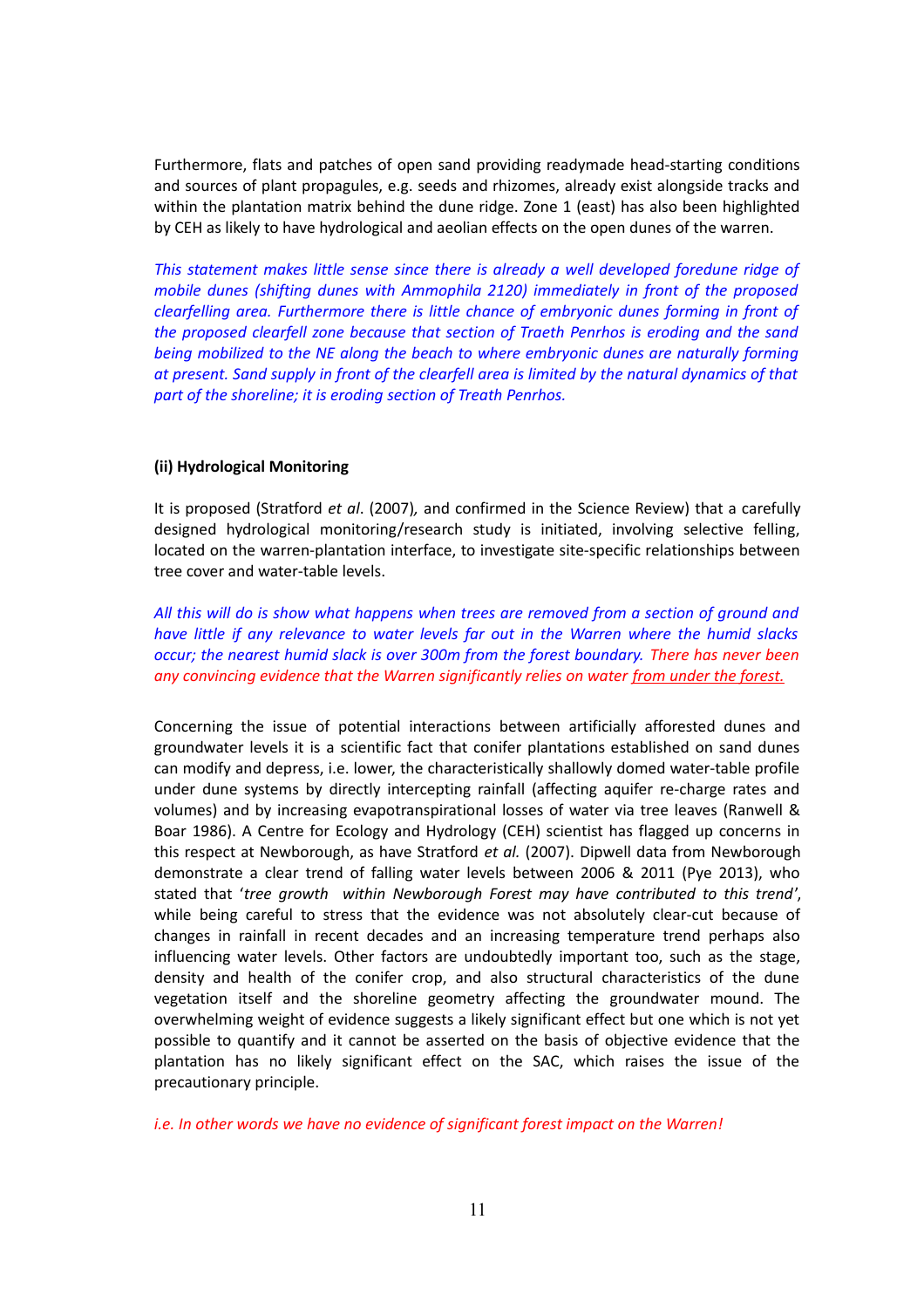Furthermore, flats and patches of open sand providing readymade head-starting conditions and sources of plant propagules, e.g. seeds and rhizomes, already exist alongside tracks and within the plantation matrix behind the dune ridge. Zone 1 (east) has also been highlighted by CEH as likely to have hydrological and aeolian effects on the open dunes of the warren.

*This statement makes little sense since there is already a well developed foredune ridge of mobile dunes (shifting dunes with Ammophila 2120) immediately in front of the proposed clearfelling area. Furthermore there is little chance of embryonic dunes forming in front of the proposed clearfell zone because that section of Traeth Penrhos is eroding and the sand being mobilized to the NE along the beach to where embryonic dunes are naturally forming at present. Sand supply in front of the clearfell area is limited by the natural dynamics of that part of the shoreline; it is eroding section of Treath Penrhos.*

**(ii) Hydrological Monitoring**

It is proposed (Stratford *et al*. (2007), and confirmed in the Science Review) that a carefully designed hydrological monitoring/research study is initiated, involving selective felling, located on the warren-plantation interface, to investigate site-specific relationships between tree cover and water-table levels.

*All this will do is show what happens when trees are removed from a section of ground and have little if any relevance to water levels far out in the Warren where the humid slacks occur; the nearest humid slack is over 300m from the forest boundary. There has never been any convincing evidence that the Warren significantly relies on water <u>from under the forest.</u>*

Concerning the issue of potential interactions between artificially afforested dunes and groundwater levels it is a scientific fact that conifer plantations established on sand dunes can modify and depress, i.e. lower, the characteristically shallowly domed water-table profile under dune systems by directly intercepting rainfall (affecting aquifer re-charge rates and volumes) and by increasing evapotranspirational losses of water via tree leaves (Ranwell & Boar 1986). A Centre for Ecology and Hydrology (CEH) scientist has flagged up concerns in this respect at Newborough, as have Stratford *et al.* (2007). Dipwell data from Newborough demonstrate a clear trend of falling water levels between 2006 & 2011 (Pye 2013), who stated that '*tree growth within Newborough Forest may have contributed to this trend*', while being careful to stress that the evidence was not absolutely clear-cut because of changes in rainfall in recent decades and an increasing temperature trend perhaps also influencing water levels. Other factors are undoubtedly important too, such as the stage, density and health of the conifer crop, and also structural characteristics of the dune vegetation itself and the shoreline geometry affecting the groundwater mound. The overwhelming weight of evidence suggests a likely significant effect but one which is not yet possible to quantify and it cannot be asserted on the basis of objective evidence that the plantation has no likely significant effect on the SAC, which raises the issue of the precautionary principle.

*i.e. In other words we have no evidence of significant forest impact on the Warren!*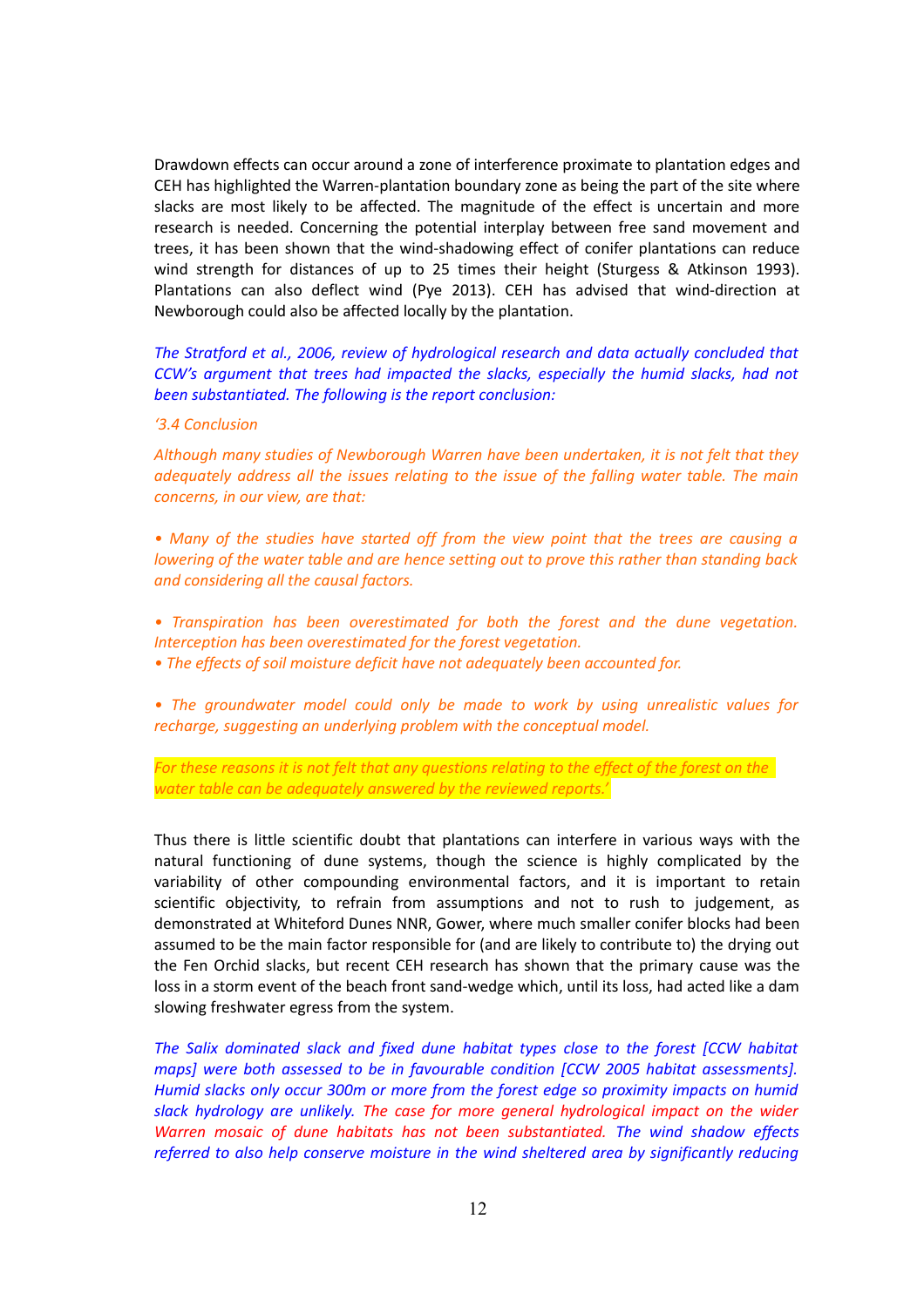Drawdown effects can occur around a zone of interference proximate to plantation edges and CEH has highlighted the Warren-plantation boundary zone as being the part of the site where slacks are most likely to be affected. The magnitude of the effect is uncertain and more research is needed. Concerning the potential interplay between free sand movement and trees, it has been shown that the wind-shadowing effect of conifer plantations can reduce wind strength for distances of up to 25 times their height (Sturgess & Atkinson 1993). Plantations can also deflect wind (Pye 2013). CEH has advised that wind-direction at Newborough could also be affected locally by the plantation.

*The Stratford et al., 2006, review of hydrological research and data actually concluded that CCW's argument that trees had impacted the slacks, especially the humid slacks, had not been substantiated. The following is the report conclusion:*

*'3.4 Conclusion*

*Although many studies of Newborough Warren have been undertaken, it is not felt that they adequately address all the issues relating to the issue of the falling water table. The main concerns, in our view, are that:*

*• Many of the studies have started off from the view point that the trees are causing a lowering of the water table and are hence setting out to prove this rather than standing back and considering all the causal factors.*

*• Transpiration has been overestimated for both the forest and the dune vegetation. Interception has been overestimated for the forest vegetation.*
*• The effects of soil moisture deficit have not adequately been accounted for.*

*• The groundwater model could only be made to work by using unrealistic values for recharge, suggesting an underlying problem with the conceptual model.*

*For these reasons it is not felt that any questions relating to the effect of the forest on the water table can be adequately answered by the reviewed reports.'*

Thus there is little scientific doubt that plantations can interfere in various ways with the natural functioning of dune systems, though the science is highly complicated by the variability of other compounding environmental factors, and it is important to retain scientific objectivity, to refrain from assumptions and not to rush to judgement, as demonstrated at Whiteford Dunes NNR, Gower, where much smaller conifer blocks had been assumed to be the main factor responsible for (and are likely to contribute to) the drying out the Fen Orchid slacks, but recent CEH research has shown that the primary cause was the loss in a storm event of the beach front sand-wedge which, until its loss, had acted like a dam slowing freshwater egress from the system.

*The Salix dominated slack and fixed dune habitat types close to the forest [CCW habitat maps] were both assessed to be in favourable condition [CCW 2005 habitat assessments]. Humid slacks only occur 300m or more from the forest edge so proximity impacts on humid slack hydrology are unlikely. The case for more general hydrological impact on the wider Warren mosaic of dune habitats has not been substantiated. The wind shadow effects referred to also help conserve moisture in the wind sheltered area by significantly reducing*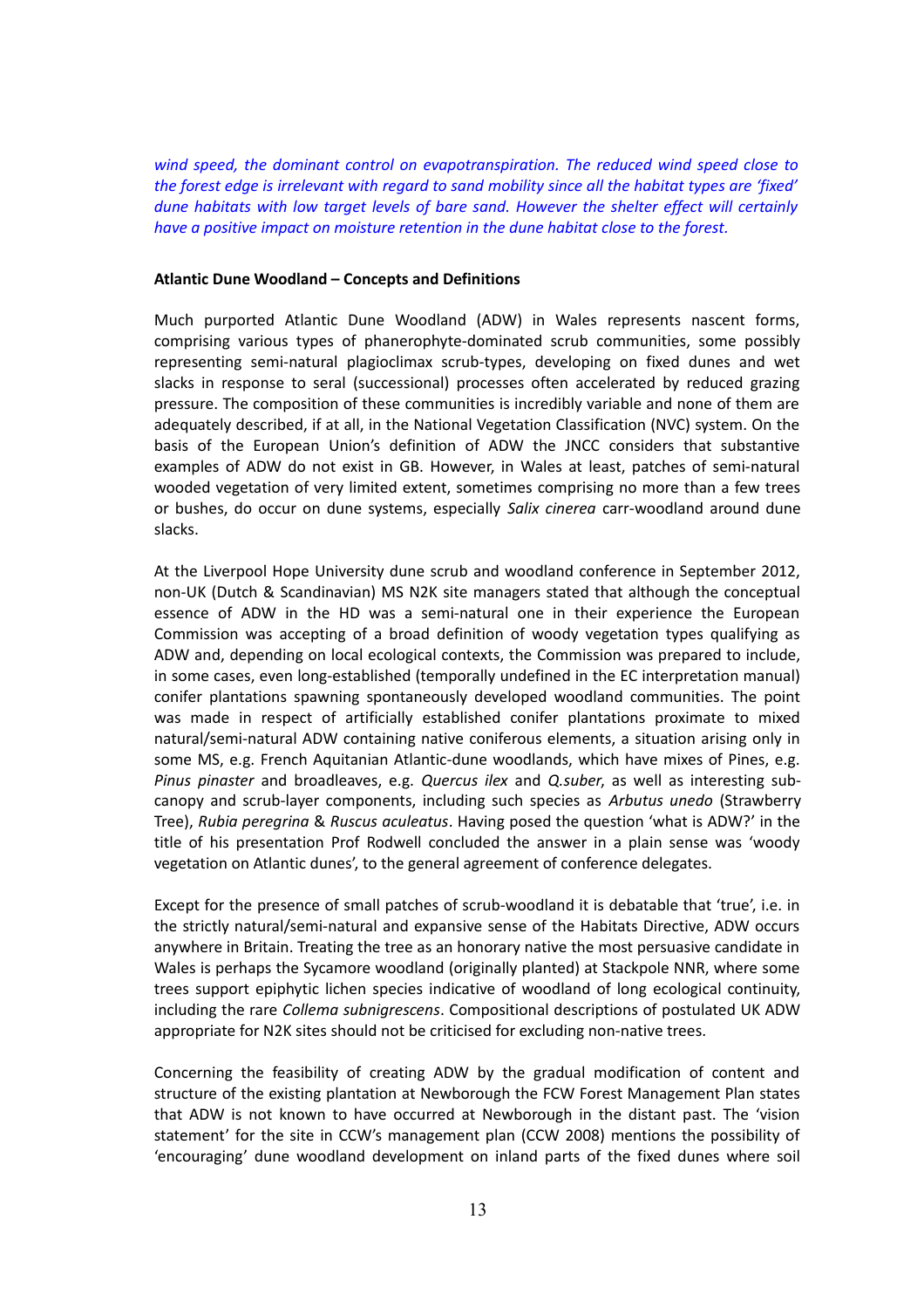*wind speed, the dominant control on evapotranspiration. The reduced wind speed close to the forest edge is irrelevant with regard to sand mobility since all the habitat types are 'fixed' dune habitats with low target levels of bare sand. However the shelter effect will certainly have a positive impact on moisture retention in the dune habitat close to the forest.*

**Atlantic Dune Woodland – Concepts and Definitions**

Much purported Atlantic Dune Woodland (ADW) in Wales represents nascent forms, comprising various types of phanerophyte-dominated scrub communities, some possibly representing semi-natural plagioclimax scrub-types, developing on fixed dunes and wet slacks in response to seral (successional) processes often accelerated by reduced grazing pressure. The composition of these communities is incredibly variable and none of them are adequately described, if at all, in the National Vegetation Classification (NVC) system. On the basis of the European Union's definition of ADW the JNCC considers that substantive examples of ADW do not exist in GB. However, in Wales at least, patches of semi-natural wooded vegetation of very limited extent, sometimes comprising no more than a few trees or bushes, do occur on dune systems, especially *Salix cinerea* carr-woodland around dune slacks.

At the Liverpool Hope University dune scrub and woodland conference in September 2012, non-UK (Dutch & Scandinavian) MS N2K site managers stated that although the conceptual essence of ADW in the HD was a semi-natural one in their experience the European Commission was accepting of a broad definition of woody vegetation types qualifying as ADW and, depending on local ecological contexts, the Commission was prepared to include, in some cases, even long-established (temporally undefined in the EC interpretation manual) conifer plantations spawning spontaneously developed woodland communities. The point was made in respect of artificially established conifer plantations proximate to mixed natural/semi-natural ADW containing native coniferous elements, a situation arising only in some MS, e.g. French Aquitanian Atlantic-dune woodlands, which have mixes of Pines, e.g. *Pinus pinaster* and broadleaves, e.g. *Quercus ilex* and *Q.suber*, as well as interesting sub-canopy and scrub-layer components, including such species as *Arbutus unedo* (Strawberry Tree), *Rubia peregrina* & *Ruscus aculeatus*. Having posed the question 'what is ADW?' in the title of his presentation Prof Rodwell concluded the answer in a plain sense was 'woody vegetation on Atlantic dunes', to the general agreement of conference delegates.

Except for the presence of small patches of scrub-woodland it is debatable that 'true', i.e. in the strictly natural/semi-natural and expansive sense of the Habitats Directive, ADW occurs anywhere in Britain. Treating the tree as an honorary native the most persuasive candidate in Wales is perhaps the Sycamore woodland (originally planted) at Stackpole NNR, where some trees support epiphytic lichen species indicative of woodland of long ecological continuity, including the rare *Collema subnigrescens*. Compositional descriptions of postulated UK ADW appropriate for N2K sites should not be criticised for excluding non-native trees.

Concerning the feasibility of creating ADW by the gradual modification of content and structure of the existing plantation at Newborough the FCW Forest Management Plan states that ADW is not known to have occurred at Newborough in the distant past. The 'vision statement' for the site in CCW's management plan (CCW 2008) mentions the possibility of 'encouraging' dune woodland development on inland parts of the fixed dunes where soil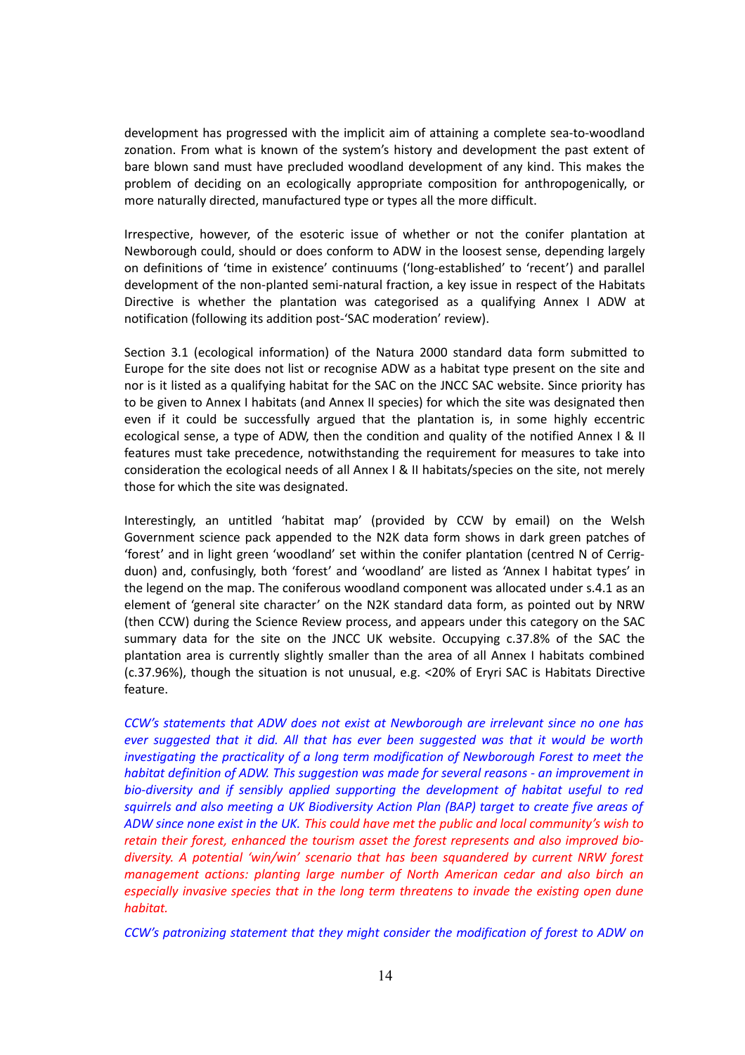development has progressed with the implicit aim of attaining a complete sea-to-woodland zonation. From what is known of the system's history and development the past extent of bare blown sand must have precluded woodland development of any kind. This makes the problem of deciding on an ecologically appropriate composition for anthropogenically, or more naturally directed, manufactured type or types all the more difficult.

Irrespective, however, of the esoteric issue of whether or not the conifer plantation at Newborough could, should or does conform to ADW in the loosest sense, depending largely on definitions of 'time in existence' continuums ('long-established' to 'recent') and parallel development of the non-planted semi-natural fraction, a key issue in respect of the Habitats Directive is whether the plantation was categorised as a qualifying Annex I ADW at notification (following its addition post-'SAC moderation' review).

Section 3.1 (ecological information) of the Natura 2000 standard data form submitted to Europe for the site does not list or recognise ADW as a habitat type present on the site and nor is it listed as a qualifying habitat for the SAC on the JNCC SAC website. Since priority has to be given to Annex I habitats (and Annex II species) for which the site was designated then even if it could be successfully argued that the plantation is, in some highly eccentric ecological sense, a type of ADW, then the condition and quality of the notified Annex I & II features must take precedence, notwithstanding the requirement for measures to take into consideration the ecological needs of all Annex I & II habitats/species on the site, not merely those for which the site was designated.

Interestingly, an untitled 'habitat map' (provided by CCW by email) on the Welsh Government science pack appended to the N2K data form shows in dark green patches of 'forest' and in light green 'woodland' set within the conifer plantation (centred N of Cerrig-duon) and, confusingly, both 'forest' and 'woodland' are listed as 'Annex I habitat types' in the legend on the map. The coniferous woodland component was allocated under s.4.1 as an element of 'general site character' on the N2K standard data form, as pointed out by NRW (then CCW) during the Science Review process, and appears under this category on the SAC summary data for the site on the JNCC UK website. Occupying c.37.8% of the SAC the plantation area is currently slightly smaller than the area of all Annex I habitats combined (c.37.96%), though the situation is not unusual, e.g. <20% of Eryri SAC is Habitats Directive feature.

*CCW's statements that ADW does not exist at Newborough are irrelevant since no one has ever suggested that it did. All that has ever been suggested was that it would be worth investigating the practicality of a long term modification of Newborough Forest to meet the habitat definition of ADW. This suggestion was made for several reasons - an improvement in bio-diversity and if sensibly applied supporting the development of habitat useful to red squirrels and also meeting a UK Biodiversity Action Plan (BAP) target to create five areas of ADW since none exist in the UK. This could have met the public and local community's wish to retain their forest, enhanced the tourism asset the forest represents and also improved bio-diversity. A potential 'win/win' scenario that has been squandered by current NRW forest management actions: planting large number of North American cedar and also birch an especially invasive species that in the long term threatens to invade the existing open dune habitat.*

*CCW's patronizing statement that they might consider the modification of forest to ADW on*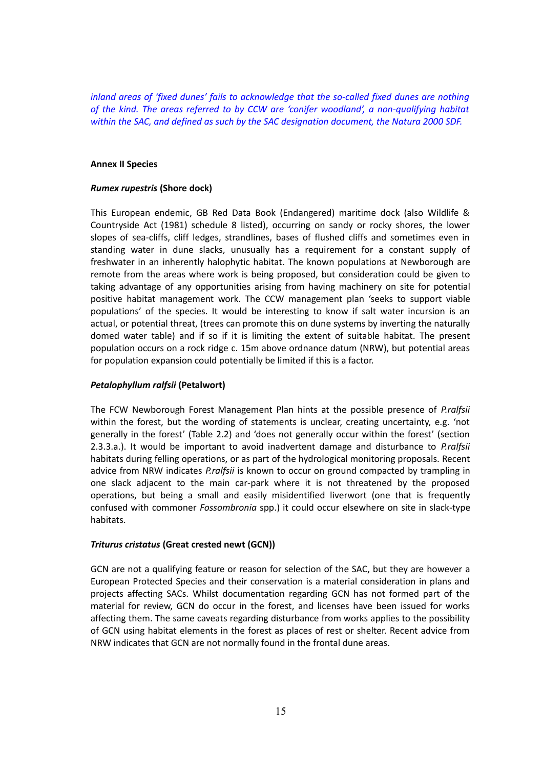*inland areas of 'fixed dunes' fails to acknowledge that the so-called fixed dunes are nothing of the kind. The areas referred to by CCW are 'conifer woodland', a non-qualifying habitat within the SAC, and defined as such by the SAC designation document, the Natura 2000 SDF.*

**Annex II Species**

***Rumex rupestris* (Shore dock)**

This European endemic, GB Red Data Book (Endangered) maritime dock (also Wildlife & Countryside Act (1981) schedule 8 listed), occurring on sandy or rocky shores, the lower slopes of sea-cliffs, cliff ledges, strandlines, bases of flushed cliffs and sometimes even in standing water in dune slacks, unusually has a requirement for a constant supply of freshwater in an inherently halophytic habitat. The known populations at Newborough are remote from the areas where work is being proposed, but consideration could be given to taking advantage of any opportunities arising from having machinery on site for potential positive habitat management work. The CCW management plan 'seeks to support viable populations' of the species. It would be interesting to know if salt water incursion is an actual, or potential threat, (trees can promote this on dune systems by inverting the naturally domed water table) and if so if it is limiting the extent of suitable habitat. The present population occurs on a rock ridge c. 15m above ordnance datum (NRW), but potential areas for population expansion could potentially be limited if this is a factor.

***Petalophyllum ralfsii* (Petalwort)**

The FCW Newborough Forest Management Plan hints at the possible presence of *P.ralfsii* within the forest, but the wording of statements is unclear, creating uncertainty, e.g. 'not generally in the forest' (Table 2.2) and 'does not generally occur within the forest' (section 2.3.3.a.). It would be important to avoid inadvertent damage and disturbance to *P.ralfsii* habitats during felling operations, or as part of the hydrological monitoring proposals. Recent advice from NRW indicates *P.ralfsii* is known to occur on ground compacted by trampling in one slack adjacent to the main car-park where it is not threatened by the proposed operations, but being a small and easily misidentified liverwort (one that is frequently confused with commoner *Fossombronia* spp.) it could occur elsewhere on site in slack-type habitats.

***Triturus cristatus* (Great crested newt (GCN))**

GCN are not a qualifying feature or reason for selection of the SAC, but they are however a European Protected Species and their conservation is a material consideration in plans and projects affecting SACs. Whilst documentation regarding GCN has not formed part of the material for review, GCN do occur in the forest, and licenses have been issued for works affecting them. The same caveats regarding disturbance from works applies to the possibility of GCN using habitat elements in the forest as places of rest or shelter. Recent advice from NRW indicates that GCN are not normally found in the frontal dune areas.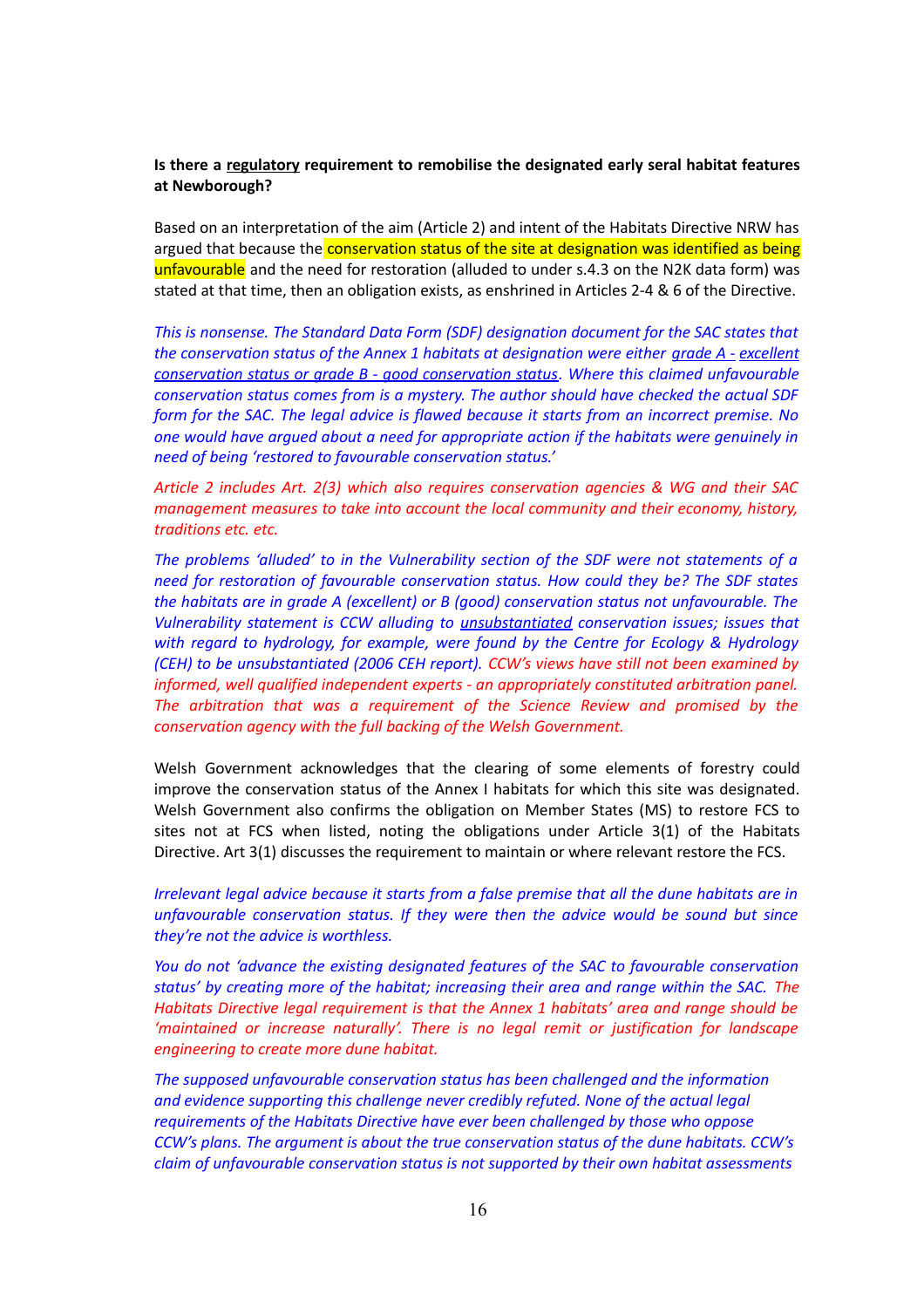**Is there a <u>regulatory</u> requirement to remobilise the designated early seral habitat features at Newborough?**

Based on an interpretation of the aim (Article 2) and intent of the Habitats Directive NRW has argued that because the conservation status of the site at designation was identified as being unfavourable and the need for restoration (alluded to under s.4.3 on the N2K data form) was stated at that time, then an obligation exists, as enshrined in Articles 2-4 & 6 of the Directive.

*This is nonsense. The Standard Data Form (SDF) designation document for the SAC states that the conservation status of the Annex 1 habitats at designation were either <u>grade A - excellent conservation status or grade B - good conservation status</u>. Where this claimed unfavourable conservation status comes from is a mystery. The author should have checked the actual SDF form for the SAC. The legal advice is flawed because it starts from an incorrect premise. No one would have argued about a need for appropriate action if the habitats were genuinely in need of being 'restored to favourable conservation status.'*

*Article 2 includes Art. 2(3) which also requires conservation agencies & WG and their SAC management measures to take into account the local community and their economy, history, traditions etc. etc.*

*The problems 'alluded' to in the Vulnerability section of the SDF were not statements of a need for restoration of favourable conservation status. How could they be? The SDF states the habitats are in grade A (excellent) or B (good) conservation status not unfavourable. The Vulnerability statement is CCW alluding to <u>unsubstantiated</u> conservation issues; issues that with regard to hydrology, for example, were found by the Centre for Ecology & Hydrology (CEH) to be unsubstantiated (2006 CEH report). CCW's views have still not been examined by informed, well qualified independent experts - an appropriately constituted arbitration panel. The arbitration that was a requirement of the Science Review and promised by the conservation agency with the full backing of the Welsh Government.*

Welsh Government acknowledges that the clearing of some elements of forestry could improve the conservation status of the Annex I habitats for which this site was designated. Welsh Government also confirms the obligation on Member States (MS) to restore FCS to sites not at FCS when listed, noting the obligations under Article 3(1) of the Habitats Directive. Art 3(1) discusses the requirement to maintain or where relevant restore the FCS.

*Irrelevant legal advice because it starts from a false premise that all the dune habitats are in unfavourable conservation status. If they were then the advice would be sound but since they're not the advice is worthless.*

*You do not 'advance the existing designated features of the SAC to favourable conservation status' by creating more of the habitat; increasing their area and range within the SAC. The Habitats Directive legal requirement is that the Annex 1 habitats' area and range should be 'maintained or increase naturally'. There is no legal remit or justification for landscape engineering to create more dune habitat.*

*The supposed unfavourable conservation status has been challenged and the information and evidence supporting this challenge never credibly refuted. None of the actual legal requirements of the Habitats Directive have ever been challenged by those who oppose CCW's plans. The argument is about the true conservation status of the dune habitats. CCW's claim of unfavourable conservation status is not supported by their own habitat assessments*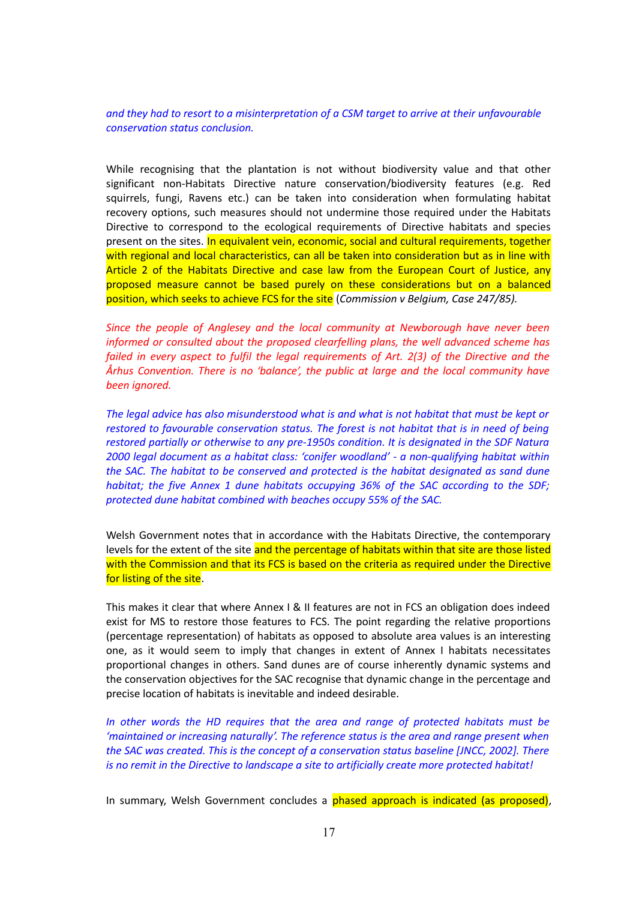*and they had to resort to a misinterpretation of a CSM target to arrive at their unfavourable conservation status conclusion.*

While recognising that the plantation is not without biodiversity value and that other significant non-Habitats Directive nature conservation/biodiversity features (e.g. Red squirrels, fungi, Ravens etc.) can be taken into consideration when formulating habitat recovery options, such measures should not undermine those required under the Habitats Directive to correspond to the ecological requirements of Directive habitats and species present on the sites. In equivalent vein, economic, social and cultural requirements, together with regional and local characteristics, can all be taken into consideration but as in line with Article 2 of the Habitats Directive and case law from the European Court of Justice, any proposed measure cannot be based purely on these considerations but on a balanced position, which seeks to achieve FCS for the site (*Commission v Belgium, Case 247/85).*

*Since the people of Anglesey and the local community at Newborough have never been informed or consulted about the proposed clearfelling plans, the well advanced scheme has failed in every aspect to fulfil the legal requirements of Art. 2(3) of the Directive and the Århus Convention. There is no 'balance', the public at large and the local community have been ignored.*

*The legal advice has also misunderstood what is and what is not habitat that must be kept or restored to favourable conservation status. The forest is not habitat that is in need of being restored partially or otherwise to any pre-1950s condition. It is designated in the SDF Natura 2000 legal document as a habitat class: 'conifer woodland' - a non-qualifying habitat within the SAC. The habitat to be conserved and protected is the habitat designated as sand dune habitat; the five Annex 1 dune habitats occupying 36% of the SAC according to the SDF; protected dune habitat combined with beaches occupy 55% of the SAC.*

Welsh Government notes that in accordance with the Habitats Directive, the contemporary levels for the extent of the site and the percentage of habitats within that site are those listed with the Commission and that its FCS is based on the criteria as required under the Directive for listing of the site.

This makes it clear that where Annex I & II features are not in FCS an obligation does indeed exist for MS to restore those features to FCS. The point regarding the relative proportions (percentage representation) of habitats as opposed to absolute area values is an interesting one, as it would seem to imply that changes in extent of Annex I habitats necessitates proportional changes in others. Sand dunes are of course inherently dynamic systems and the conservation objectives for the SAC recognise that dynamic change in the percentage and precise location of habitats is inevitable and indeed desirable.

*In other words the HD requires that the area and range of protected habitats must be 'maintained or increasing naturally'. The reference status is the area and range present when the SAC was created. This is the concept of a conservation status baseline [JNCC, 2002]. There is no remit in the Directive to landscape a site to artificially create more protected habitat!*

In summary, Welsh Government concludes a phased approach is indicated (as proposed),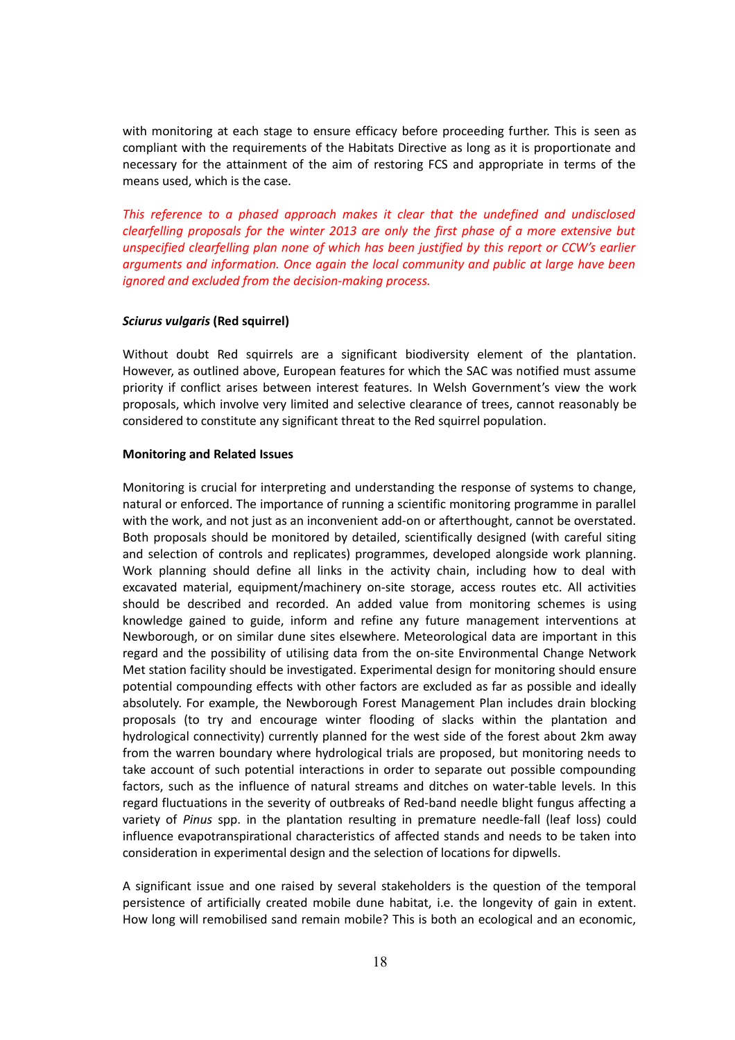with monitoring at each stage to ensure efficacy before proceeding further. This is seen as compliant with the requirements of the Habitats Directive as long as it is proportionate and necessary for the attainment of the aim of restoring FCS and appropriate in terms of the means used, which is the case.

*This reference to a phased approach makes it clear that the undefined and undisclosed clearfelling proposals for the winter 2013 are only the first phase of a more extensive but unspecified clearfelling plan none of which has been justified by this report or CCW's earlier arguments and information. Once again the local community and public at large have been ignored and excluded from the decision-making process.*

***Sciurus vulgaris* (Red squirrel)**

Without doubt Red squirrels are a significant biodiversity element of the plantation. However, as outlined above, European features for which the SAC was notified must assume priority if conflict arises between interest features. In Welsh Government's view the work proposals, which involve very limited and selective clearance of trees, cannot reasonably be considered to constitute any significant threat to the Red squirrel population.

**Monitoring and Related Issues**

Monitoring is crucial for interpreting and understanding the response of systems to change, natural or enforced. The importance of running a scientific monitoring programme in parallel with the work, and not just as an inconvenient add-on or afterthought, cannot be overstated. Both proposals should be monitored by detailed, scientifically designed (with careful siting and selection of controls and replicates) programmes, developed alongside work planning. Work planning should define all links in the activity chain, including how to deal with excavated material, equipment/machinery on-site storage, access routes etc. All activities should be described and recorded. An added value from monitoring schemes is using knowledge gained to guide, inform and refine any future management interventions at Newborough, or on similar dune sites elsewhere. Meteorological data are important in this regard and the possibility of utilising data from the on-site Environmental Change Network Met station facility should be investigated. Experimental design for monitoring should ensure potential compounding effects with other factors are excluded as far as possible and ideally absolutely. For example, the Newborough Forest Management Plan includes drain blocking proposals (to try and encourage winter flooding of slacks within the plantation and hydrological connectivity) currently planned for the west side of the forest about 2km away from the warren boundary where hydrological trials are proposed, but monitoring needs to take account of such potential interactions in order to separate out possible compounding factors, such as the influence of natural streams and ditches on water-table levels. In this regard fluctuations in the severity of outbreaks of Red-band needle blight fungus affecting a variety of *Pinus* spp. in the plantation resulting in premature needle-fall (leaf loss) could influence evapotranspirational characteristics of affected stands and needs to be taken into consideration in experimental design and the selection of locations for dipwells.

A significant issue and one raised by several stakeholders is the question of the temporal persistence of artificially created mobile dune habitat, i.e. the longevity of gain in extent. How long will remobilised sand remain mobile? This is both an ecological and an economic,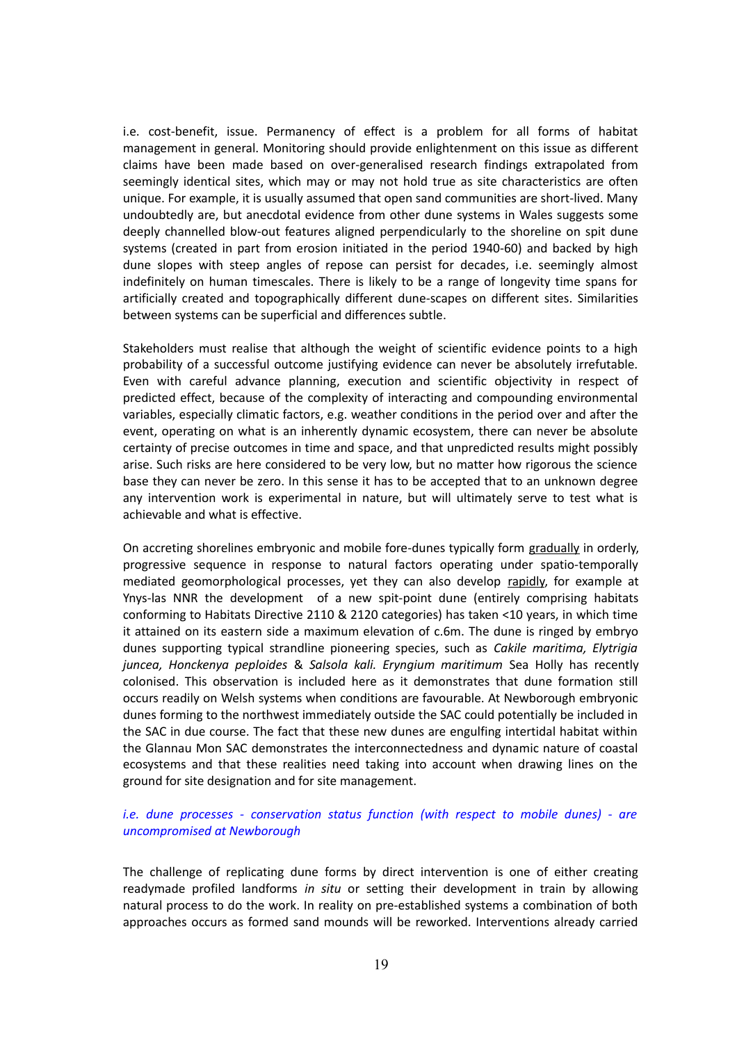i.e. cost-benefit, issue. Permanency of effect is a problem for all forms of habitat management in general. Monitoring should provide enlightenment on this issue as different claims have been made based on over-generalised research findings extrapolated from seemingly identical sites, which may or may not hold true as site characteristics are often unique. For example, it is usually assumed that open sand communities are short-lived. Many undoubtedly are, but anecdotal evidence from other dune systems in Wales suggests some deeply channelled blow-out features aligned perpendicularly to the shoreline on spit dune systems (created in part from erosion initiated in the period 1940-60) and backed by high dune slopes with steep angles of repose can persist for decades, i.e. seemingly almost indefinitely on human timescales. There is likely to be a range of longevity time spans for artificially created and topographically different dune-scapes on different sites. Similarities between systems can be superficial and differences subtle.

Stakeholders must realise that although the weight of scientific evidence points to a high probability of a successful outcome justifying evidence can never be absolutely irrefutable. Even with careful advance planning, execution and scientific objectivity in respect of predicted effect, because of the complexity of interacting and compounding environmental variables, especially climatic factors, e.g. weather conditions in the period over and after the event, operating on what is an inherently dynamic ecosystem, there can never be absolute certainty of precise outcomes in time and space, and that unpredicted results might possibly arise. Such risks are here considered to be very low, but no matter how rigorous the science base they can never be zero. In this sense it has to be accepted that to an unknown degree any intervention work is experimental in nature, but will ultimately serve to test what is achievable and what is effective.

On accreting shorelines embryonic and mobile fore-dunes typically form <u>gradually</u> in orderly, progressive sequence in response to natural factors operating under spatio-temporally mediated geomorphological processes, yet they can also develop <u>rapidly</u>, for example at Ynys-las NNR the development of a new spit-point dune (entirely comprising habitats conforming to Habitats Directive 2110 & 2120 categories) has taken <10 years, in which time it attained on its eastern side a maximum elevation of c.6m. The dune is ringed by embryo dunes supporting typical strandline pioneering species, such as *Cakile maritima, Elytrigia juncea, Honckenya peploides* & *Salsola kali. Eryngium maritimum* Sea Holly has recently colonised. This observation is included here as it demonstrates that dune formation still occurs readily on Welsh systems when conditions are favourable. At Newborough embryonic dunes forming to the northwest immediately outside the SAC could potentially be included in the SAC in due course. The fact that these new dunes are engulfing intertidal habitat within the Glannau Mon SAC demonstrates the interconnectedness and dynamic nature of coastal ecosystems and that these realities need taking into account when drawing lines on the ground for site designation and for site management.

*i.e. dune processes - conservation status function (with respect to mobile dunes) - are uncompromised at Newborough*

The challenge of replicating dune forms by direct intervention is one of either creating readymade profiled landforms *in situ* or setting their development in train by allowing natural process to do the work. In reality on pre-established systems a combination of both approaches occurs as formed sand mounds will be reworked. Interventions already carried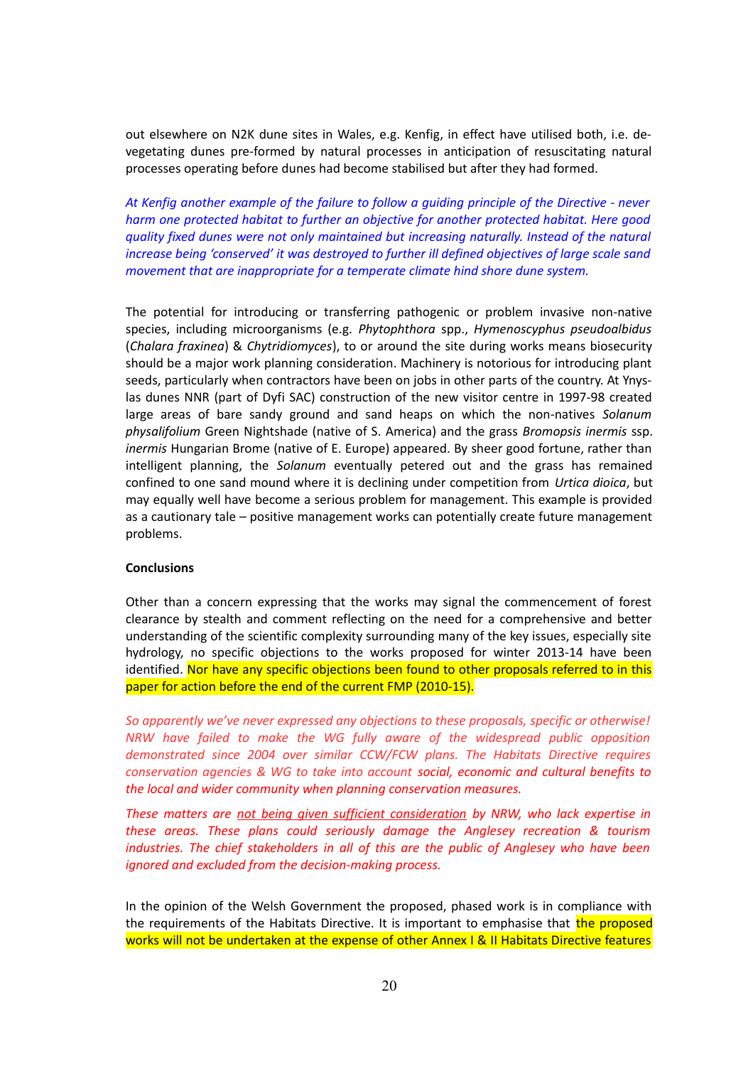out elsewhere on N2K dune sites in Wales, e.g. Kenfig, in effect have utilised both, i.e. de-vegetating dunes pre-formed by natural processes in anticipation of resuscitating natural processes operating before dunes had become stabilised but after they had formed.

*At Kenfig another example of the failure to follow a guiding principle of the Directive - never harm one protected habitat to further an objective for another protected habitat. Here good quality fixed dunes were not only maintained but increasing naturally. Instead of the natural increase being 'conserved' it was destroyed to further ill defined objectives of large scale sand movement that are inappropriate for a temperate climate hind shore dune system.*

The potential for introducing or transferring pathogenic or problem invasive non-native species, including microorganisms (e.g. *Phytophthora* spp., *Hymenoscyphus pseudoalbidus* (*Chalara fraxinea*) & *Chytridiomyces*), to or around the site during works means biosecurity should be a major work planning consideration. Machinery is notorious for introducing plant seeds, particularly when contractors have been on jobs in other parts of the country. At Ynys-las dunes NNR (part of Dyfi SAC) construction of the new visitor centre in 1997-98 created large areas of bare sandy ground and sand heaps on which the non-natives *Solanum physalifolium* Green Nightshade (native of S. America) and the grass *Bromopsis inermis* ssp. *inermis* Hungarian Brome (native of E. Europe) appeared. By sheer good fortune, rather than intelligent planning, the *Solanum* eventually petered out and the grass has remained confined to one sand mound where it is declining under competition from *Urtica dioica*, but may equally well have become a serious problem for management. This example is provided as a cautionary tale – positive management works can potentially create future management problems.

**Conclusions**

Other than a concern expressing that the works may signal the commencement of forest clearance by stealth and comment reflecting on the need for a comprehensive and better understanding of the scientific complexity surrounding many of the key issues, especially site hydrology, no specific objections to the works proposed for winter 2013-14 have been identified. Nor have any specific objections been found to other proposals referred to in this paper for action before the end of the current FMP (2010-15).

*So apparently we've never expressed any objections to these proposals, specific or otherwise! NRW have failed to make the WG fully aware of the widespread public opposition demonstrated since 2004 over similar CCW/FCW plans. The Habitats Directive requires conservation agencies & WG to take into account social, economic and cultural benefits to the local and wider community when planning conservation measures.*

*These matters are not being given sufficient consideration by NRW, who lack expertise in these areas. These plans could seriously damage the Anglesey recreation & tourism industries. The chief stakeholders in all of this are the public of Anglesey who have been ignored and excluded from the decision-making process.*

In the opinion of the Welsh Government the proposed, phased work is in compliance with the requirements of the Habitats Directive. It is important to emphasise that the proposed works will not be undertaken at the expense of other Annex I & II Habitats Directive features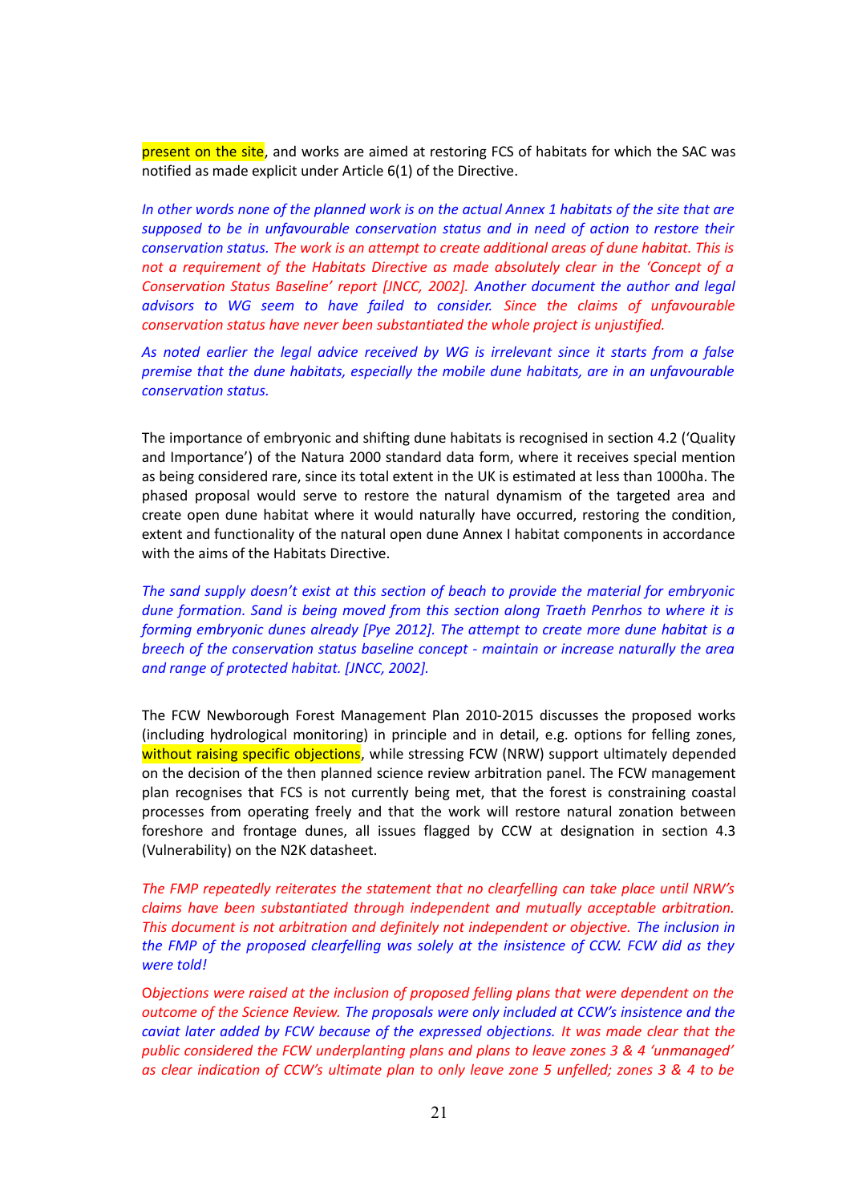present on the site, and works are aimed at restoring FCS of habitats for which the SAC was notified as made explicit under Article 6(1) of the Directive.

*In other words none of the planned work is on the actual Annex 1 habitats of the site that are supposed to be in unfavourable conservation status and in need of action to restore their conservation status. The work is an attempt to create additional areas of dune habitat. This is not a requirement of the Habitats Directive as made absolutely clear in the 'Concept of a Conservation Status Baseline' report [JNCC, 2002]. Another document the author and legal advisors to WG seem to have failed to consider. Since the claims of unfavourable conservation status have never been substantiated the whole project is unjustified.*

*As noted earlier the legal advice received by WG is irrelevant since it starts from a false premise that the dune habitats, especially the mobile dune habitats, are in an unfavourable conservation status.*

The importance of embryonic and shifting dune habitats is recognised in section 4.2 ('Quality and Importance') of the Natura 2000 standard data form, where it receives special mention as being considered rare, since its total extent in the UK is estimated at less than 1000ha. The phased proposal would serve to restore the natural dynamism of the targeted area and create open dune habitat where it would naturally have occurred, restoring the condition, extent and functionality of the natural open dune Annex I habitat components in accordance with the aims of the Habitats Directive.

*The sand supply doesn't exist at this section of beach to provide the material for embryonic dune formation. Sand is being moved from this section along Traeth Penrhos to where it is forming embryonic dunes already [Pye 2012]. The attempt to create more dune habitat is a breech of the conservation status baseline concept - maintain or increase naturally the area and range of protected habitat. [JNCC, 2002].*

The FCW Newborough Forest Management Plan 2010-2015 discusses the proposed works (including hydrological monitoring) in principle and in detail, e.g. options for felling zones, without raising specific objections, while stressing FCW (NRW) support ultimately depended on the decision of the then planned science review arbitration panel. The FCW management plan recognises that FCS is not currently being met, that the forest is constraining coastal processes from operating freely and that the work will restore natural zonation between foreshore and frontage dunes, all issues flagged by CCW at designation in section 4.3 (Vulnerability) on the N2K datasheet.

*The FMP repeatedly reiterates the statement that no clearfelling can take place until NRW's claims have been substantiated through independent and mutually acceptable arbitration. This document is not arbitration and definitely not independent or objective. The inclusion in the FMP of the proposed clearfelling was solely at the insistence of CCW. FCW did as they were told!*

*Objections were raised at the inclusion of proposed felling plans that were dependent on the outcome of the Science Review. The proposals were only included at CCW's insistence and the caviat later added by FCW because of the expressed objections. It was made clear that the public considered the FCW underplanting plans and plans to leave zones 3 & 4 'unmanaged' as clear indication of CCW's ultimate plan to only leave zone 5 unfelled; zones 3 & 4 to be*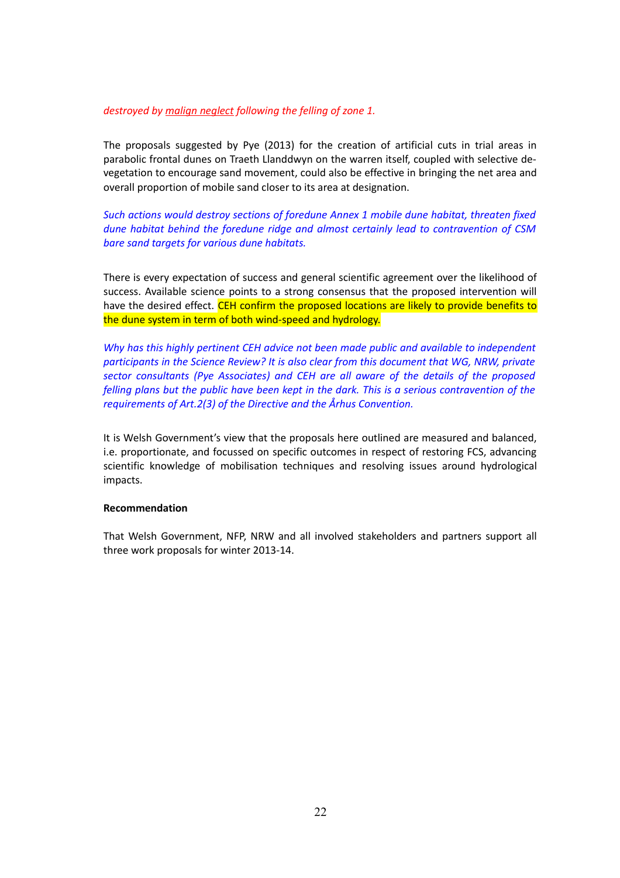*destroyed by malign neglect following the felling of zone 1.*

The proposals suggested by Pye (2013) for the creation of artificial cuts in trial areas in parabolic frontal dunes on Traeth Llanddwyn on the warren itself, coupled with selective de-vegetation to encourage sand movement, could also be effective in bringing the net area and overall proportion of mobile sand closer to its area at designation.

*Such actions would destroy sections of foredune Annex 1 mobile dune habitat, threaten fixed dune habitat behind the foredune ridge and almost certainly lead to contravention of CSM bare sand targets for various dune habitats.*

There is every expectation of success and general scientific agreement over the likelihood of success. Available science points to a strong consensus that the proposed intervention will have the desired effect. CEH confirm the proposed locations are likely to provide benefits to the dune system in term of both wind-speed and hydrology.

*Why has this highly pertinent CEH advice not been made public and available to independent participants in the Science Review? It is also clear from this document that WG, NRW, private sector consultants (Pye Associates) and CEH are all aware of the details of the proposed felling plans but the public have been kept in the dark. This is a serious contravention of the requirements of Art.2(3) of the Directive and the Århus Convention.*

It is Welsh Government's view that the proposals here outlined are measured and balanced, i.e. proportionate, and focussed on specific outcomes in respect of restoring FCS, advancing scientific knowledge of mobilisation techniques and resolving issues around hydrological impacts.

**Recommendation**

That Welsh Government, NFP, NRW and all involved stakeholders and partners support all three work proposals for winter 2013-14.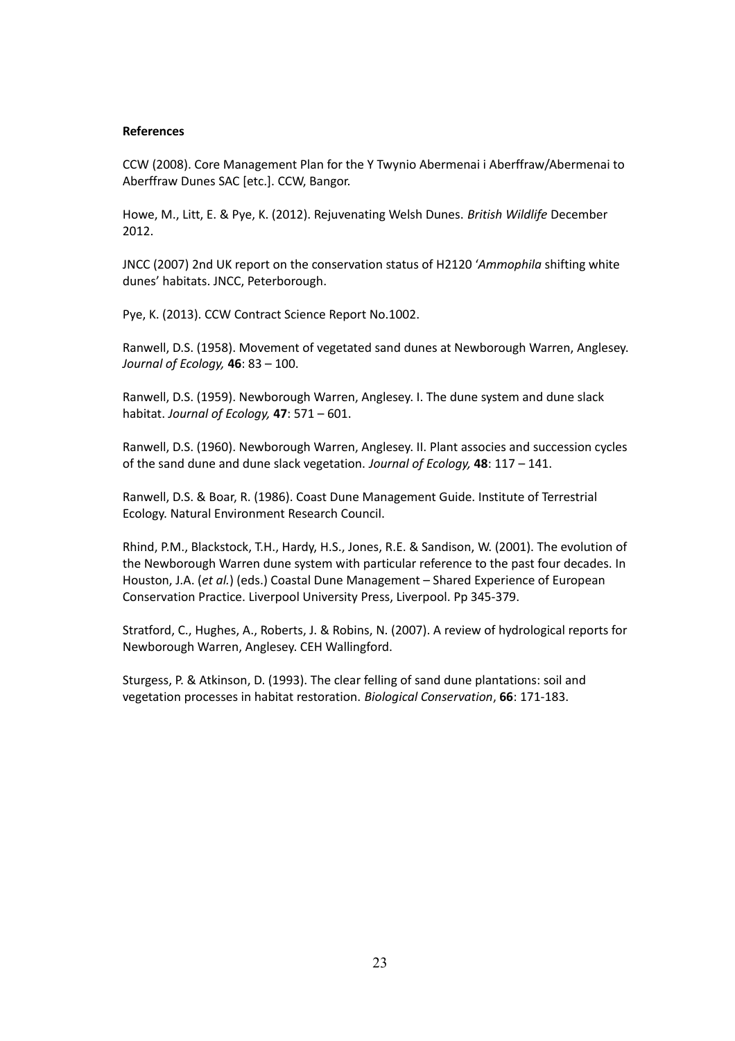**References**

CCW (2008). Core Management Plan for the Y Twynio Abermenai i Aberffraw/Abermenai to Aberffraw Dunes SAC [etc.]. CCW, Bangor.

Howe, M., Litt, E. & Pye, K. (2012). Rejuvenating Welsh Dunes. *British Wildlife* December 2012.

JNCC (2007) 2nd UK report on the conservation status of H2120 '*Ammophila* shifting white dunes' habitats. JNCC, Peterborough.

Pye, K. (2013). CCW Contract Science Report No.1002.

Ranwell, D.S. (1958). Movement of vegetated sand dunes at Newborough Warren, Anglesey. *Journal of Ecology,* **46**: 83 – 100.

Ranwell, D.S. (1959). Newborough Warren, Anglesey. I. The dune system and dune slack habitat. *Journal of Ecology,* **47**: 571 – 601.

Ranwell, D.S. (1960). Newborough Warren, Anglesey. II. Plant associes and succession cycles of the sand dune and dune slack vegetation. *Journal of Ecology,* **48**: 117 – 141.

Ranwell, D.S. & Boar, R. (1986). Coast Dune Management Guide. Institute of Terrestrial Ecology. Natural Environment Research Council.

Rhind, P.M., Blackstock, T.H., Hardy, H.S., Jones, R.E. & Sandison, W. (2001). The evolution of the Newborough Warren dune system with particular reference to the past four decades. In Houston, J.A. (*et al.*) (eds.) Coastal Dune Management – Shared Experience of European Conservation Practice. Liverpool University Press, Liverpool. Pp 345-379.

Stratford, C., Hughes, A., Roberts, J. & Robins, N. (2007). A review of hydrological reports for Newborough Warren, Anglesey. CEH Wallingford.

Sturgess, P. & Atkinson, D. (1993). The clear felling of sand dune plantations: soil and vegetation processes in habitat restoration. *Biological Conservation*, **66**: 171-183.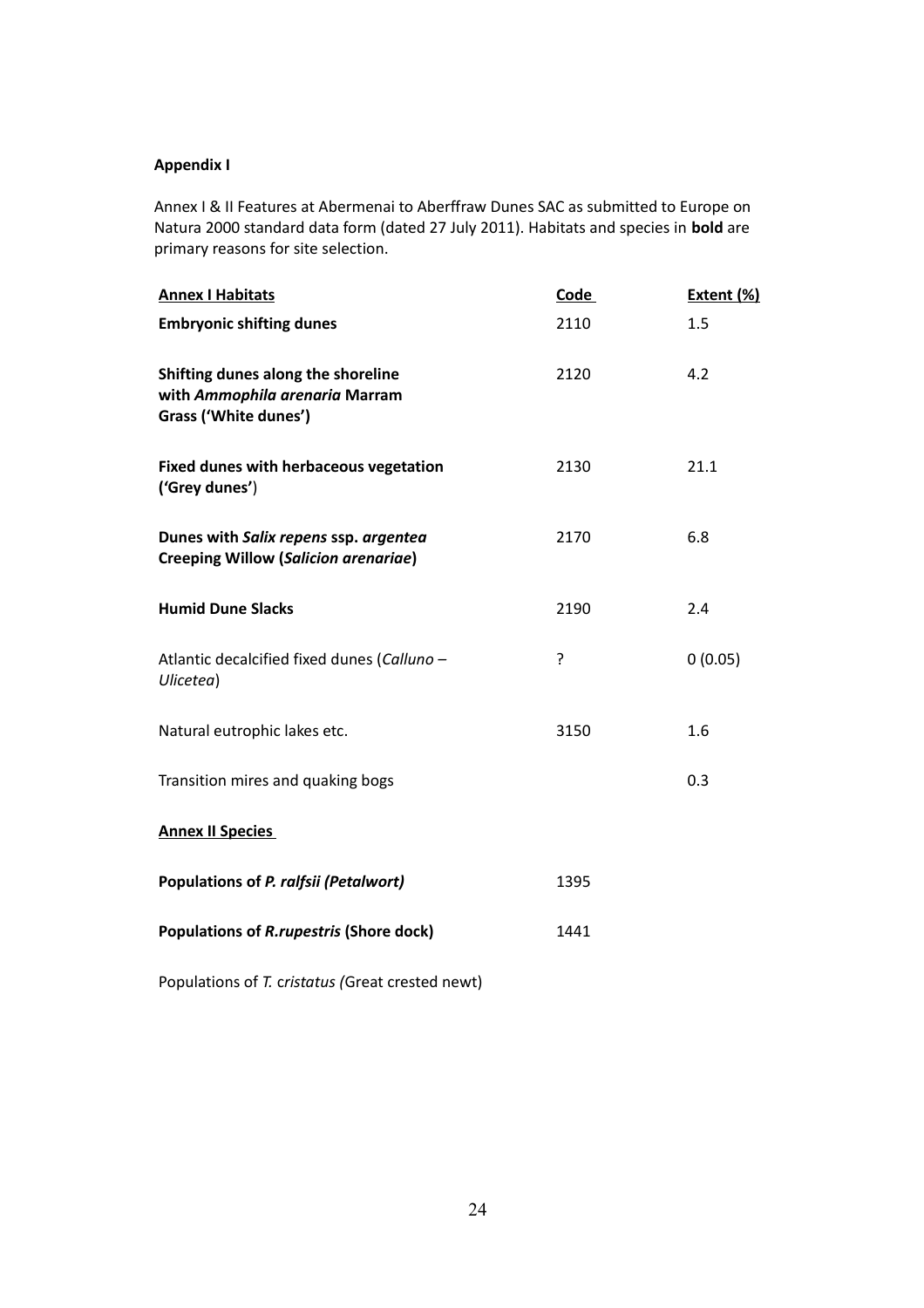**Appendix I**

Annex I & II Features at Abermenai to Aberffraw Dunes SAC as submitted to Europe on Natura 2000 standard data form (dated 27 July 2011). Habitats and species in **bold** are primary reasons for site selection.

| Annex I Habitats | Code | Extent (%) |
|---|---|---|
| **Embryonic shifting dunes** | 2110 | 1.5 |
| **Shifting dunes along the shoreline with *Ammophila arenaria* Marram Grass ('White dunes')** | 2120 | 4.2 |
| **Fixed dunes with herbaceous vegetation ('Grey dunes')** | 2130 | 21.1 |
| **Dunes with *Salix repens* ssp. *argentea* Creeping Willow (*Salicion arenariae*)** | 2170 | 6.8 |
| **Humid Dune Slacks** | 2190 | 2.4 |
| Atlantic decalcified fixed dunes (*Calluno – Ulicetea*) | ? | 0 (0.05) |
| Natural eutrophic lakes etc. | 3150 | 1.6 |
| Transition mires and quaking bogs | | 0.3 |
| **Annex II Species** | | |
| **Populations of *P. ralfsii (Petalwort)*** | 1395 | |
| **Populations of *R.rupestris* (Shore dock)** | 1441 | |
| Populations of *T. cristatus (*Great crested newt) | | |